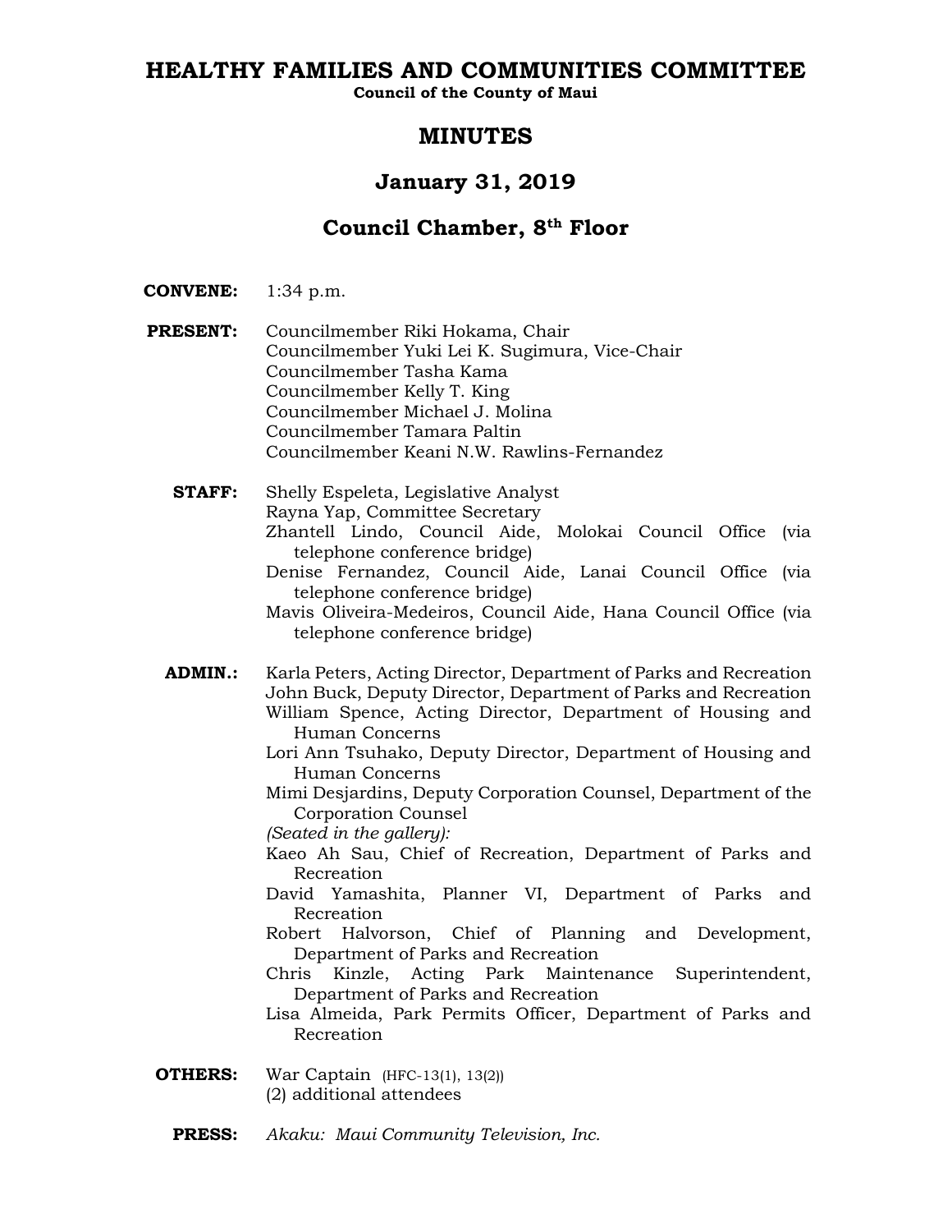# HEALTHY FAMILIES AND COMMUNITIES COMMITTEE

**Council of the County of Maui**

## MINUTES

## January 31, 2019

## Council Chamber, 8th Floor

**CONVENE:** 1:34 p.m.

**PRESENT:** Councilmember Riki Hokama, Chair
Councilmember Yuki Lei K. Sugimura, Vice-Chair
Councilmember Tasha Kama
Councilmember Kelly T. King
Councilmember Michael J. Molina
Councilmember Tamara Paltin
Councilmember Keani N.W. Rawlins-Fernandez

**STAFF:** Shelly Espeleta, Legislative Analyst
Rayna Yap, Committee Secretary
Zhantell Lindo, Council Aide, Molokai Council Office (via telephone conference bridge)
Denise Fernandez, Council Aide, Lanai Council Office (via telephone conference bridge)
Mavis Oliveira-Medeiros, Council Aide, Hana Council Office (via telephone conference bridge)

**ADMIN.:** Karla Peters, Acting Director, Department of Parks and Recreation
John Buck, Deputy Director, Department of Parks and Recreation
William Spence, Acting Director, Department of Housing and Human Concerns
Lori Ann Tsuhako, Deputy Director, Department of Housing and Human Concerns
Mimi Desjardins, Deputy Corporation Counsel, Department of the Corporation Counsel
*(Seated in the gallery):*
Kaeo Ah Sau, Chief of Recreation, Department of Parks and Recreation
David Yamashita, Planner VI, Department of Parks and Recreation
Robert Halvorson, Chief of Planning and Development, Department of Parks and Recreation
Chris Kinzle, Acting Park Maintenance Superintendent, Department of Parks and Recreation
Lisa Almeida, Park Permits Officer, Department of Parks and Recreation

**OTHERS:** War Captain (HFC-13(1), 13(2))
(2) additional attendees

**PRESS:** *Akaku: Maui Community Television, Inc.*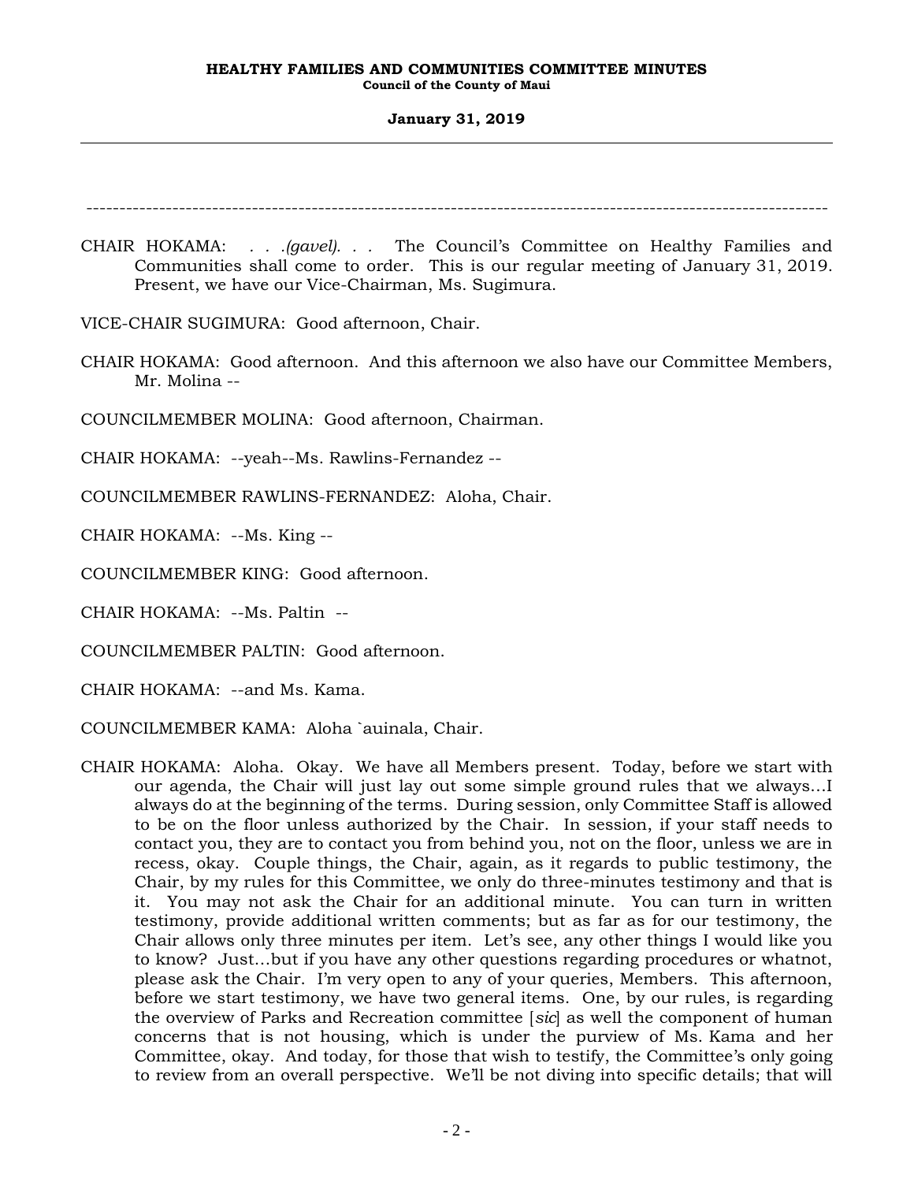---

CHAIR HOKAMA: . . .*(gavel)*. . . The Council's Committee on Healthy Families and Communities shall come to order. This is our regular meeting of January 31, 2019. Present, we have our Vice-Chairman, Ms. Sugimura.

VICE-CHAIR SUGIMURA: Good afternoon, Chair.

CHAIR HOKAMA: Good afternoon. And this afternoon we also have our Committee Members, Mr. Molina --

COUNCILMEMBER MOLINA: Good afternoon, Chairman.

CHAIR HOKAMA: --yeah--Ms. Rawlins-Fernandez --

COUNCILMEMBER RAWLINS-FERNANDEZ: Aloha, Chair.

CHAIR HOKAMA: --Ms. King --

COUNCILMEMBER KING: Good afternoon.

CHAIR HOKAMA: --Ms. Paltin --

COUNCILMEMBER PALTIN: Good afternoon.

CHAIR HOKAMA: --and Ms. Kama.

COUNCILMEMBER KAMA: Aloha `auinala, Chair.

CHAIR HOKAMA: Aloha. Okay. We have all Members present. Today, before we start with our agenda, the Chair will just lay out some simple ground rules that we always...I always do at the beginning of the terms. During session, only Committee Staff is allowed to be on the floor unless authorized by the Chair. In session, if your staff needs to contact you, they are to contact you from behind you, not on the floor, unless we are in recess, okay. Couple things, the Chair, again, as it regards to public testimony, the Chair, by my rules for this Committee, we only do three-minutes testimony and that is it. You may not ask the Chair for an additional minute. You can turn in written testimony, provide additional written comments; but as far as for our testimony, the Chair allows only three minutes per item. Let's see, any other things I would like you to know? Just...but if you have any other questions regarding procedures or whatnot, please ask the Chair. I'm very open to any of your queries, Members. This afternoon, before we start testimony, we have two general items. One, by our rules, is regarding the overview of Parks and Recreation committee [*sic*] as well the component of human concerns that is not housing, which is under the purview of Ms. Kama and her Committee, okay. And today, for those that wish to testify, the Committee's only going to review from an overall perspective. We'll be not diving into specific details; that will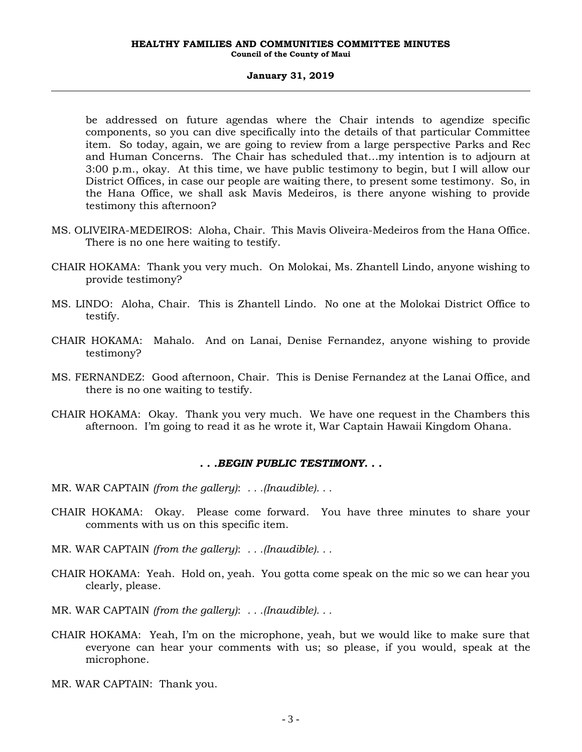be addressed on future agendas where the Chair intends to agendize specific components, so you can dive specifically into the details of that particular Committee item. So today, again, we are going to review from a large perspective Parks and Rec and Human Concerns. The Chair has scheduled that...my intention is to adjourn at 3:00 p.m., okay. At this time, we have public testimony to begin, but I will allow our District Offices, in case our people are waiting there, to present some testimony. So, in the Hana Office, we shall ask Mavis Medeiros, is there anyone wishing to provide testimony this afternoon?

MS. OLIVEIRA-MEDEIROS: Aloha, Chair. This Mavis Oliveira-Medeiros from the Hana Office. There is no one here waiting to testify.

CHAIR HOKAMA: Thank you very much. On Molokai, Ms. Zhantell Lindo, anyone wishing to provide testimony?

MS. LINDO: Aloha, Chair. This is Zhantell Lindo. No one at the Molokai District Office to testify.

CHAIR HOKAMA: Mahalo. And on Lanai, Denise Fernandez, anyone wishing to provide testimony?

MS. FERNANDEZ: Good afternoon, Chair. This is Denise Fernandez at the Lanai Office, and there is no one waiting to testify.

CHAIR HOKAMA: Okay. Thank you very much. We have one request in the Chambers this afternoon. I'm going to read it as he wrote it, War Captain Hawaii Kingdom Ohana.

***. . .BEGIN PUBLIC TESTIMONY. . .***

MR. WAR CAPTAIN *(from the gallery)*: *. . .(Inaudible). . .*

CHAIR HOKAMA: Okay. Please come forward. You have three minutes to share your comments with us on this specific item.

MR. WAR CAPTAIN *(from the gallery)*: *. . .(Inaudible). . .*

CHAIR HOKAMA: Yeah. Hold on, yeah. You gotta come speak on the mic so we can hear you clearly, please.

MR. WAR CAPTAIN *(from the gallery)*: *. . .(Inaudible). . .*

CHAIR HOKAMA: Yeah, I'm on the microphone, yeah, but we would like to make sure that everyone can hear your comments with us; so please, if you would, speak at the microphone.

MR. WAR CAPTAIN: Thank you.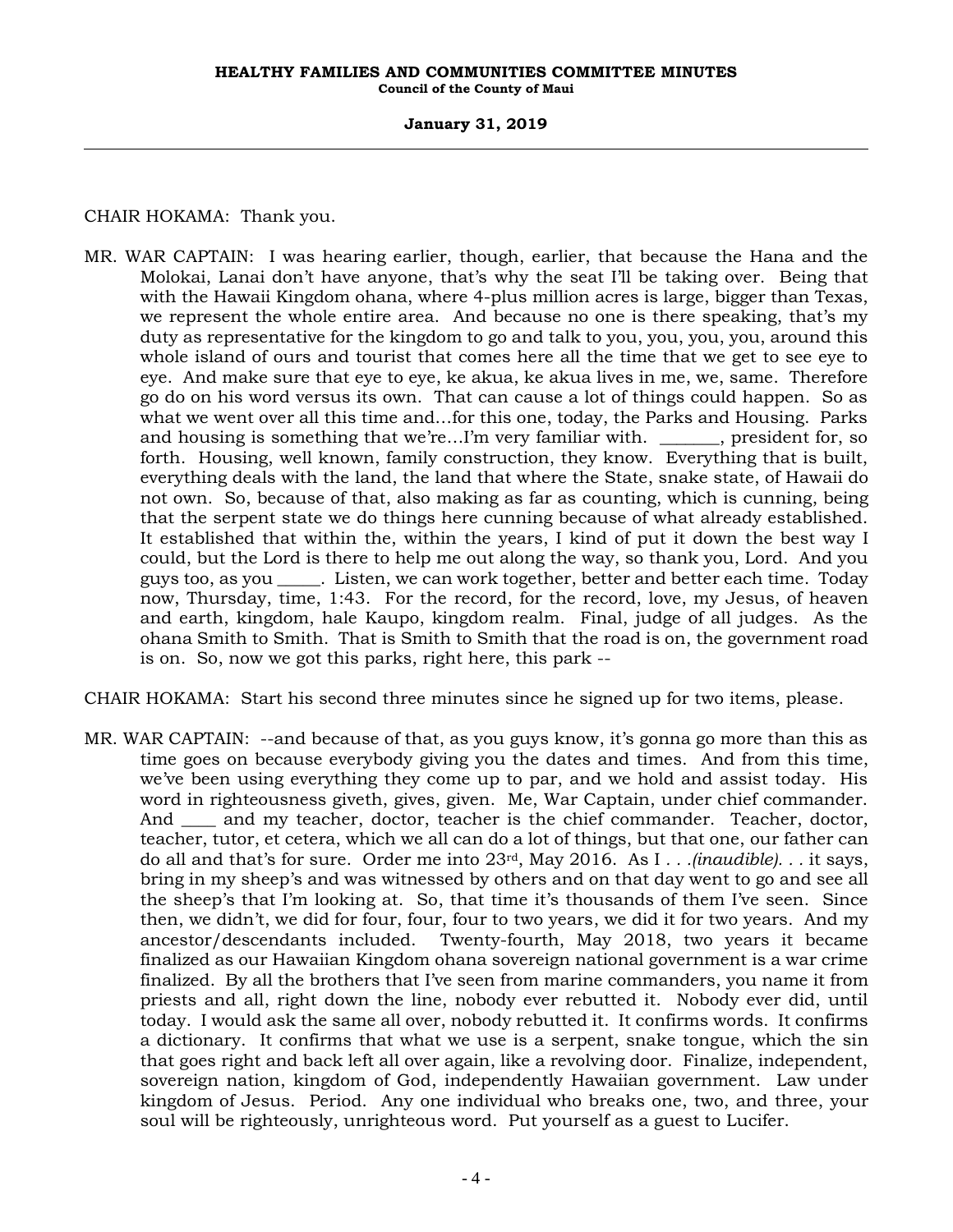CHAIR HOKAMA: Thank you.

MR. WAR CAPTAIN: I was hearing earlier, though, earlier, that because the Hana and the Molokai, Lanai don't have anyone, that's why the seat I'll be taking over. Being that with the Hawaii Kingdom ohana, where 4-plus million acres is large, bigger than Texas, we represent the whole entire area. And because no one is there speaking, that's my duty as representative for the kingdom to go and talk to you, you, you, you, around this whole island of ours and tourist that comes here all the time that we get to see eye to eye. And make sure that eye to eye, ke akua, ke akua lives in me, we, same. Therefore go do on his word versus its own. That can cause a lot of things could happen. So as what we went over all this time and…for this one, today, the Parks and Housing. Parks and housing is something that we're…I'm very familiar with. _______, president for, so forth. Housing, well known, family construction, they know. Everything that is built, everything deals with the land, the land that where the State, snake state, of Hawaii do not own. So, because of that, also making as far as counting, which is cunning, being that the serpent state we do things here cunning because of what already established. It established that within the, within the years, I kind of put it down the best way I could, but the Lord is there to help me out along the way, so thank you, Lord. And you guys too, as you _____. Listen, we can work together, better and better each time. Today now, Thursday, time, 1:43. For the record, for the record, love, my Jesus, of heaven and earth, kingdom, hale Kaupo, kingdom realm. Final, judge of all judges. As the ohana Smith to Smith. That is Smith to Smith that the road is on, the government road is on. So, now we got this parks, right here, this park --

CHAIR HOKAMA: Start his second three minutes since he signed up for two items, please.

MR. WAR CAPTAIN: --and because of that, as you guys know, it's gonna go more than this as time goes on because everybody giving you the dates and times. And from this time, we've been using everything they come up to par, and we hold and assist today. His word in righteousness giveth, gives, given. Me, War Captain, under chief commander. And ____ and my teacher, doctor, teacher is the chief commander. Teacher, doctor, teacher, tutor, et cetera, which we all can do a lot of things, but that one, our father can do all and that's for sure. Order me into 23rd, May 2016. As I . . .*(inaudible)*. . . it says, bring in my sheep's and was witnessed by others and on that day went to go and see all the sheep's that I'm looking at. So, that time it's thousands of them I've seen. Since then, we didn't, we did for four, four, four to two years, we did it for two years. And my ancestor/descendants included. Twenty-fourth, May 2018, two years it became finalized as our Hawaiian Kingdom ohana sovereign national government is a war crime finalized. By all the brothers that I've seen from marine commanders, you name it from priests and all, right down the line, nobody ever rebutted it. Nobody ever did, until today. I would ask the same all over, nobody rebutted it. It confirms words. It confirms a dictionary. It confirms that what we use is a serpent, snake tongue, which the sin that goes right and back left all over again, like a revolving door. Finalize, independent, sovereign nation, kingdom of God, independently Hawaiian government. Law under kingdom of Jesus. Period. Any one individual who breaks one, two, and three, your soul will be righteously, unrighteous word. Put yourself as a guest to Lucifer.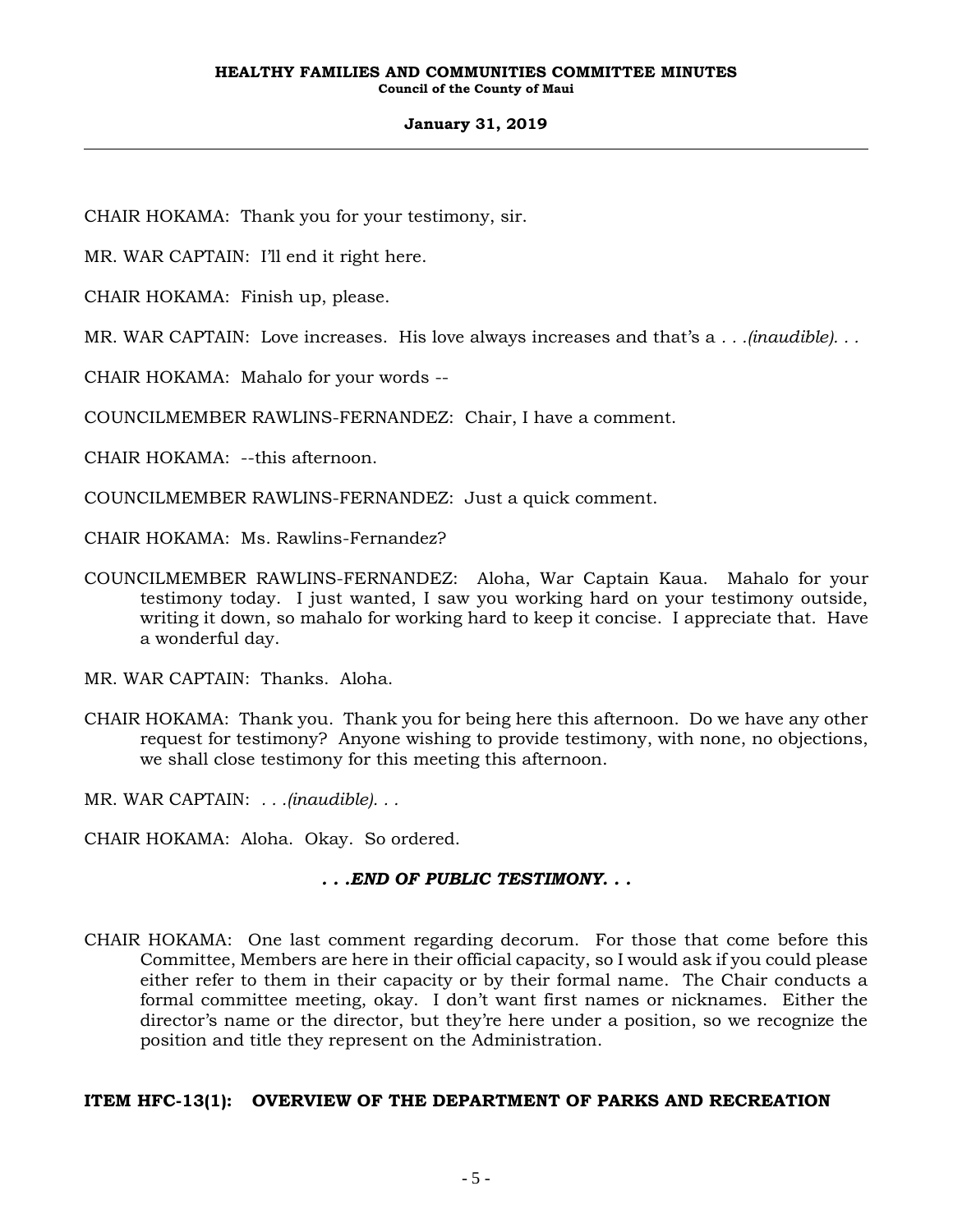CHAIR HOKAMA: Thank you for your testimony, sir.

MR. WAR CAPTAIN: I'll end it right here.

CHAIR HOKAMA: Finish up, please.

MR. WAR CAPTAIN: Love increases. His love always increases and that's a *. . .(inaudible). . .*

CHAIR HOKAMA: Mahalo for your words --

COUNCILMEMBER RAWLINS-FERNANDEZ: Chair, I have a comment.

CHAIR HOKAMA: --this afternoon.

COUNCILMEMBER RAWLINS-FERNANDEZ: Just a quick comment.

CHAIR HOKAMA: Ms. Rawlins-Fernandez?

COUNCILMEMBER RAWLINS-FERNANDEZ: Aloha, War Captain Kaua. Mahalo for your testimony today. I just wanted, I saw you working hard on your testimony outside, writing it down, so mahalo for working hard to keep it concise. I appreciate that. Have a wonderful day.

MR. WAR CAPTAIN: Thanks. Aloha.

CHAIR HOKAMA: Thank you. Thank you for being here this afternoon. Do we have any other request for testimony? Anyone wishing to provide testimony, with none, no objections, we shall close testimony for this meeting this afternoon.

MR. WAR CAPTAIN: *. . .(inaudible). . .*

CHAIR HOKAMA: Aloha. Okay. So ordered.

***. . .END OF PUBLIC TESTIMONY. . .***

CHAIR HOKAMA: One last comment regarding decorum. For those that come before this Committee, Members are here in their official capacity, so I would ask if you could please either refer to them in their capacity or by their formal name. The Chair conducts a formal committee meeting, okay. I don't want first names or nicknames. Either the director's name or the director, but they're here under a position, so we recognize the position and title they represent on the Administration.

**ITEM HFC-13(1): OVERVIEW OF THE DEPARTMENT OF PARKS AND RECREATION**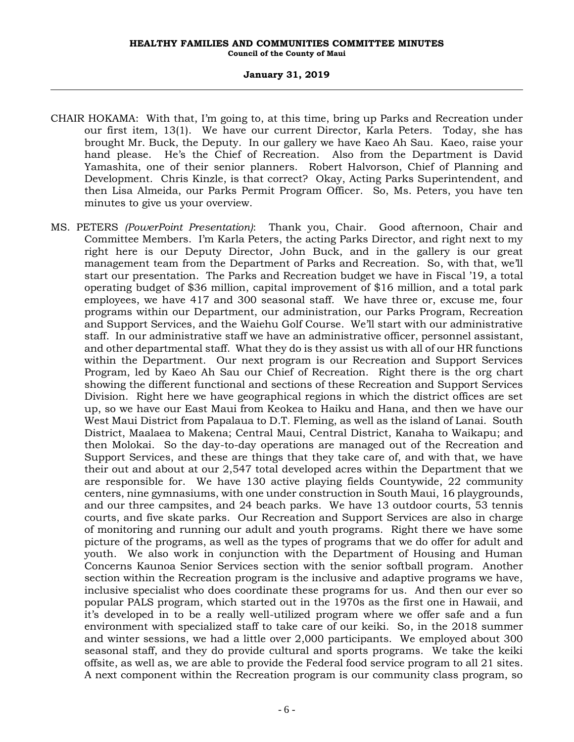CHAIR HOKAMA: With that, I'm going to, at this time, bring up Parks and Recreation under our first item, 13(1). We have our current Director, Karla Peters. Today, she has brought Mr. Buck, the Deputy. In our gallery we have Kaeo Ah Sau. Kaeo, raise your hand please. He's the Chief of Recreation. Also from the Department is David Yamashita, one of their senior planners. Robert Halvorson, Chief of Planning and Development. Chris Kinzle, is that correct? Okay, Acting Parks Superintendent, and then Lisa Almeida, our Parks Permit Program Officer. So, Ms. Peters, you have ten minutes to give us your overview.

MS. PETERS *(PowerPoint Presentation)*: Thank you, Chair. Good afternoon, Chair and Committee Members. I'm Karla Peters, the acting Parks Director, and right next to my right here is our Deputy Director, John Buck, and in the gallery is our great management team from the Department of Parks and Recreation. So, with that, we'll start our presentation. The Parks and Recreation budget we have in Fiscal '19, a total operating budget of $36 million, capital improvement of $16 million, and a total park employees, we have 417 and 300 seasonal staff. We have three or, excuse me, four programs within our Department, our administration, our Parks Program, Recreation and Support Services, and the Waiehu Golf Course. We'll start with our administrative staff. In our administrative staff we have an administrative officer, personnel assistant, and other departmental staff. What they do is they assist us with all of our HR functions within the Department. Our next program is our Recreation and Support Services Program, led by Kaeo Ah Sau our Chief of Recreation. Right there is the org chart showing the different functional and sections of these Recreation and Support Services Division. Right here we have geographical regions in which the district offices are set up, so we have our East Maui from Keokea to Haiku and Hana, and then we have our West Maui District from Papalaua to D.T. Fleming, as well as the island of Lanai. South District, Maalaea to Makena; Central Maui, Central District, Kanaha to Waikapu; and then Molokai. So the day-to-day operations are managed out of the Recreation and Support Services, and these are things that they take care of, and with that, we have their out and about at our 2,547 total developed acres within the Department that we are responsible for. We have 130 active playing fields Countywide, 22 community centers, nine gymnasiums, with one under construction in South Maui, 16 playgrounds, and our three campsites, and 24 beach parks. We have 13 outdoor courts, 53 tennis courts, and five skate parks. Our Recreation and Support Services are also in charge of monitoring and running our adult and youth programs. Right there we have some picture of the programs, as well as the types of programs that we do offer for adult and youth. We also work in conjunction with the Department of Housing and Human Concerns Kaunoa Senior Services section with the senior softball program. Another section within the Recreation program is the inclusive and adaptive programs we have, inclusive specialist who does coordinate these programs for us. And then our ever so popular PALS program, which started out in the 1970s as the first one in Hawaii, and it's developed in to be a really well-utilized program where we offer safe and a fun environment with specialized staff to take care of our keiki. So, in the 2018 summer and winter sessions, we had a little over 2,000 participants. We employed about 300 seasonal staff, and they do provide cultural and sports programs. We take the keiki offsite, as well as, we are able to provide the Federal food service program to all 21 sites. A next component within the Recreation program is our community class program, so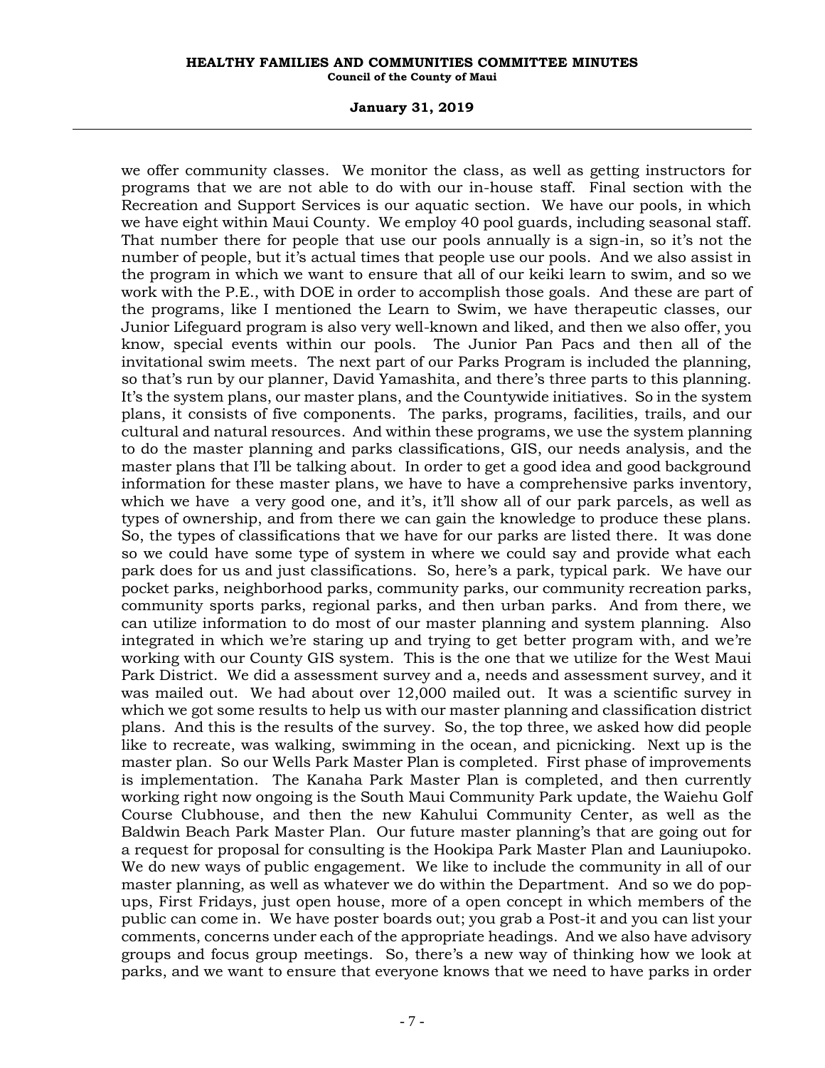we offer community classes. We monitor the class, as well as getting instructors for programs that we are not able to do with our in-house staff. Final section with the Recreation and Support Services is our aquatic section. We have our pools, in which we have eight within Maui County. We employ 40 pool guards, including seasonal staff. That number there for people that use our pools annually is a sign-in, so it's not the number of people, but it's actual times that people use our pools. And we also assist in the program in which we want to ensure that all of our keiki learn to swim, and so we work with the P.E., with DOE in order to accomplish those goals. And these are part of the programs, like I mentioned the Learn to Swim, we have therapeutic classes, our Junior Lifeguard program is also very well-known and liked, and then we also offer, you know, special events within our pools. The Junior Pan Pacs and then all of the invitational swim meets. The next part of our Parks Program is included the planning, so that's run by our planner, David Yamashita, and there's three parts to this planning. It's the system plans, our master plans, and the Countywide initiatives. So in the system plans, it consists of five components. The parks, programs, facilities, trails, and our cultural and natural resources. And within these programs, we use the system planning to do the master planning and parks classifications, GIS, our needs analysis, and the master plans that I'll be talking about. In order to get a good idea and good background information for these master plans, we have to have a comprehensive parks inventory, which we have a very good one, and it's, it'll show all of our park parcels, as well as types of ownership, and from there we can gain the knowledge to produce these plans. So, the types of classifications that we have for our parks are listed there. It was done so we could have some type of system in where we could say and provide what each park does for us and just classifications. So, here's a park, typical park. We have our pocket parks, neighborhood parks, community parks, our community recreation parks, community sports parks, regional parks, and then urban parks. And from there, we can utilize information to do most of our master planning and system planning. Also integrated in which we're staring up and trying to get better program with, and we're working with our County GIS system. This is the one that we utilize for the West Maui Park District. We did a assessment survey and a, needs and assessment survey, and it was mailed out. We had about over 12,000 mailed out. It was a scientific survey in which we got some results to help us with our master planning and classification district plans. And this is the results of the survey. So, the top three, we asked how did people like to recreate, was walking, swimming in the ocean, and picnicking. Next up is the master plan. So our Wells Park Master Plan is completed. First phase of improvements is implementation. The Kanaha Park Master Plan is completed, and then currently working right now ongoing is the South Maui Community Park update, the Waiehu Golf Course Clubhouse, and then the new Kahului Community Center, as well as the Baldwin Beach Park Master Plan. Our future master planning's that are going out for a request for proposal for consulting is the Hookipa Park Master Plan and Launiupoko. We do new ways of public engagement. We like to include the community in all of our master planning, as well as whatever we do within the Department. And so we do pop-ups, First Fridays, just open house, more of a open concept in which members of the public can come in. We have poster boards out; you grab a Post-it and you can list your comments, concerns under each of the appropriate headings. And we also have advisory groups and focus group meetings. So, there's a new way of thinking how we look at parks, and we want to ensure that everyone knows that we need to have parks in order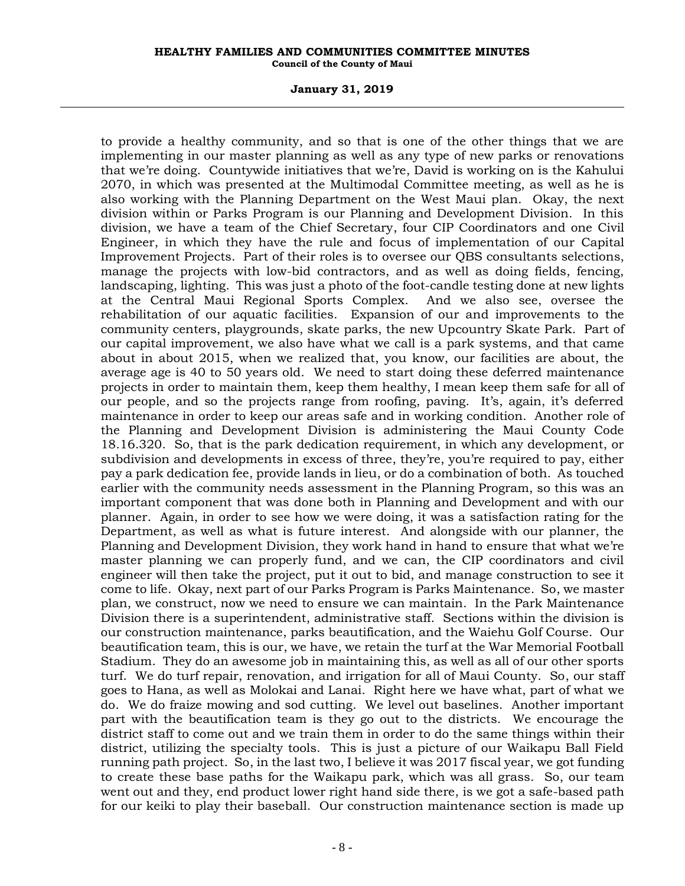to provide a healthy community, and so that is one of the other things that we are implementing in our master planning as well as any type of new parks or renovations that we're doing. Countywide initiatives that we're, David is working on is the Kahului 2070, in which was presented at the Multimodal Committee meeting, as well as he is also working with the Planning Department on the West Maui plan. Okay, the next division within or Parks Program is our Planning and Development Division. In this division, we have a team of the Chief Secretary, four CIP Coordinators and one Civil Engineer, in which they have the rule and focus of implementation of our Capital Improvement Projects. Part of their roles is to oversee our QBS consultants selections, manage the projects with low-bid contractors, and as well as doing fields, fencing, landscaping, lighting. This was just a photo of the foot-candle testing done at new lights at the Central Maui Regional Sports Complex. And we also see, oversee the rehabilitation of our aquatic facilities. Expansion of our and improvements to the community centers, playgrounds, skate parks, the new Upcountry Skate Park. Part of our capital improvement, we also have what we call is a park systems, and that came about in about 2015, when we realized that, you know, our facilities are about, the average age is 40 to 50 years old. We need to start doing these deferred maintenance projects in order to maintain them, keep them healthy, I mean keep them safe for all of our people, and so the projects range from roofing, paving. It's, again, it's deferred maintenance in order to keep our areas safe and in working condition. Another role of the Planning and Development Division is administering the Maui County Code 18.16.320. So, that is the park dedication requirement, in which any development, or subdivision and developments in excess of three, they're, you're required to pay, either pay a park dedication fee, provide lands in lieu, or do a combination of both. As touched earlier with the community needs assessment in the Planning Program, so this was an important component that was done both in Planning and Development and with our planner. Again, in order to see how we were doing, it was a satisfaction rating for the Department, as well as what is future interest. And alongside with our planner, the Planning and Development Division, they work hand in hand to ensure that what we're master planning we can properly fund, and we can, the CIP coordinators and civil engineer will then take the project, put it out to bid, and manage construction to see it come to life. Okay, next part of our Parks Program is Parks Maintenance. So, we master plan, we construct, now we need to ensure we can maintain. In the Park Maintenance Division there is a superintendent, administrative staff. Sections within the division is our construction maintenance, parks beautification, and the Waiehu Golf Course. Our beautification team, this is our, we have, we retain the turf at the War Memorial Football Stadium. They do an awesome job in maintaining this, as well as all of our other sports turf. We do turf repair, renovation, and irrigation for all of Maui County. So, our staff goes to Hana, as well as Molokai and Lanai. Right here we have what, part of what we do. We do fraize mowing and sod cutting. We level out baselines. Another important part with the beautification team is they go out to the districts. We encourage the district staff to come out and we train them in order to do the same things within their district, utilizing the specialty tools. This is just a picture of our Waikapu Ball Field running path project. So, in the last two, I believe it was 2017 fiscal year, we got funding to create these base paths for the Waikapu park, which was all grass. So, our team went out and they, end product lower right hand side there, is we got a safe-based path for our keiki to play their baseball. Our construction maintenance section is made up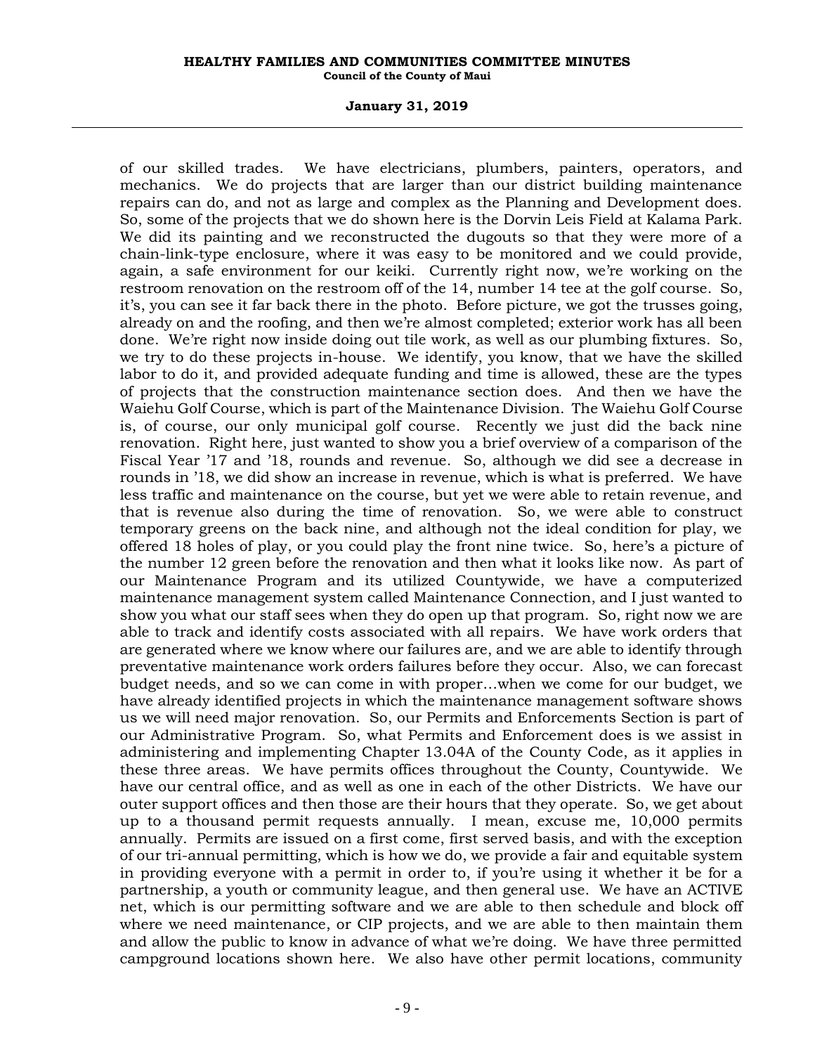of our skilled trades. We have electricians, plumbers, painters, operators, and mechanics. We do projects that are larger than our district building maintenance repairs can do, and not as large and complex as the Planning and Development does. So, some of the projects that we do shown here is the Dorvin Leis Field at Kalama Park. We did its painting and we reconstructed the dugouts so that they were more of a chain-link-type enclosure, where it was easy to be monitored and we could provide, again, a safe environment for our keiki. Currently right now, we're working on the restroom renovation on the restroom off of the 14, number 14 tee at the golf course. So, it's, you can see it far back there in the photo. Before picture, we got the trusses going, already on and the roofing, and then we're almost completed; exterior work has all been done. We're right now inside doing out tile work, as well as our plumbing fixtures. So, we try to do these projects in-house. We identify, you know, that we have the skilled labor to do it, and provided adequate funding and time is allowed, these are the types of projects that the construction maintenance section does. And then we have the Waiehu Golf Course, which is part of the Maintenance Division. The Waiehu Golf Course is, of course, our only municipal golf course. Recently we just did the back nine renovation. Right here, just wanted to show you a brief overview of a comparison of the Fiscal Year '17 and '18, rounds and revenue. So, although we did see a decrease in rounds in '18, we did show an increase in revenue, which is what is preferred. We have less traffic and maintenance on the course, but yet we were able to retain revenue, and that is revenue also during the time of renovation. So, we were able to construct temporary greens on the back nine, and although not the ideal condition for play, we offered 18 holes of play, or you could play the front nine twice. So, here's a picture of the number 12 green before the renovation and then what it looks like now. As part of our Maintenance Program and its utilized Countywide, we have a computerized maintenance management system called Maintenance Connection, and I just wanted to show you what our staff sees when they do open up that program. So, right now we are able to track and identify costs associated with all repairs. We have work orders that are generated where we know where our failures are, and we are able to identify through preventative maintenance work orders failures before they occur. Also, we can forecast budget needs, and so we can come in with proper…when we come for our budget, we have already identified projects in which the maintenance management software shows us we will need major renovation. So, our Permits and Enforcements Section is part of our Administrative Program. So, what Permits and Enforcement does is we assist in administering and implementing Chapter 13.04A of the County Code, as it applies in these three areas. We have permits offices throughout the County, Countywide. We have our central office, and as well as one in each of the other Districts. We have our outer support offices and then those are their hours that they operate. So, we get about up to a thousand permit requests annually. I mean, excuse me, 10,000 permits annually. Permits are issued on a first come, first served basis, and with the exception of our tri-annual permitting, which is how we do, we provide a fair and equitable system in providing everyone with a permit in order to, if you're using it whether it be for a partnership, a youth or community league, and then general use. We have an ACTIVE net, which is our permitting software and we are able to then schedule and block off where we need maintenance, or CIP projects, and we are able to then maintain them and allow the public to know in advance of what we're doing. We have three permitted campground locations shown here. We also have other permit locations, community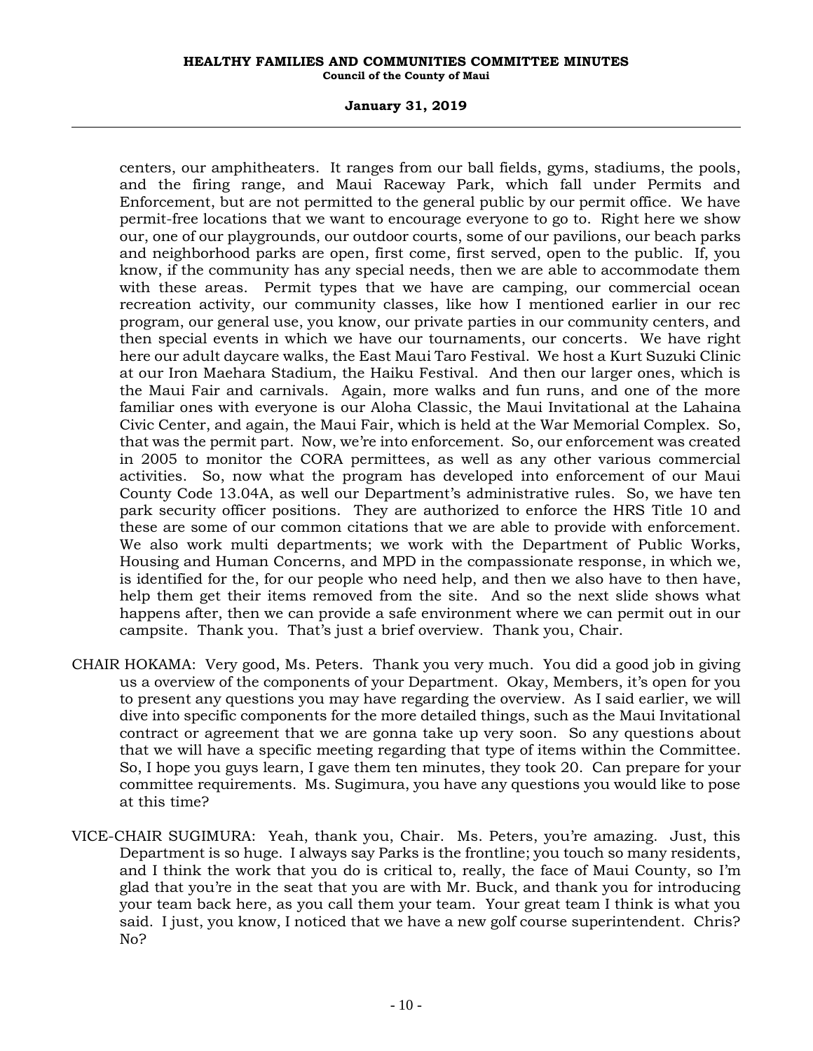centers, our amphitheaters. It ranges from our ball fields, gyms, stadiums, the pools, and the firing range, and Maui Raceway Park, which fall under Permits and Enforcement, but are not permitted to the general public by our permit office. We have permit-free locations that we want to encourage everyone to go to. Right here we show our, one of our playgrounds, our outdoor courts, some of our pavilions, our beach parks and neighborhood parks are open, first come, first served, open to the public. If, you know, if the community has any special needs, then we are able to accommodate them with these areas. Permit types that we have are camping, our commercial ocean recreation activity, our community classes, like how I mentioned earlier in our rec program, our general use, you know, our private parties in our community centers, and then special events in which we have our tournaments, our concerts. We have right here our adult daycare walks, the East Maui Taro Festival. We host a Kurt Suzuki Clinic at our Iron Maehara Stadium, the Haiku Festival. And then our larger ones, which is the Maui Fair and carnivals. Again, more walks and fun runs, and one of the more familiar ones with everyone is our Aloha Classic, the Maui Invitational at the Lahaina Civic Center, and again, the Maui Fair, which is held at the War Memorial Complex. So, that was the permit part. Now, we're into enforcement. So, our enforcement was created in 2005 to monitor the CORA permittees, as well as any other various commercial activities. So, now what the program has developed into enforcement of our Maui County Code 13.04A, as well our Department's administrative rules. So, we have ten park security officer positions. They are authorized to enforce the HRS Title 10 and these are some of our common citations that we are able to provide with enforcement. We also work multi departments; we work with the Department of Public Works, Housing and Human Concerns, and MPD in the compassionate response, in which we, is identified for the, for our people who need help, and then we also have to then have, help them get their items removed from the site. And so the next slide shows what happens after, then we can provide a safe environment where we can permit out in our campsite. Thank you. That's just a brief overview. Thank you, Chair.

CHAIR HOKAMA: Very good, Ms. Peters. Thank you very much. You did a good job in giving us a overview of the components of your Department. Okay, Members, it's open for you to present any questions you may have regarding the overview. As I said earlier, we will dive into specific components for the more detailed things, such as the Maui Invitational contract or agreement that we are gonna take up very soon. So any questions about that we will have a specific meeting regarding that type of items within the Committee. So, I hope you guys learn, I gave them ten minutes, they took 20. Can prepare for your committee requirements. Ms. Sugimura, you have any questions you would like to pose at this time?

VICE-CHAIR SUGIMURA: Yeah, thank you, Chair. Ms. Peters, you're amazing. Just, this Department is so huge. I always say Parks is the frontline; you touch so many residents, and I think the work that you do is critical to, really, the face of Maui County, so I'm glad that you're in the seat that you are with Mr. Buck, and thank you for introducing your team back here, as you call them your team. Your great team I think is what you said. I just, you know, I noticed that we have a new golf course superintendent. Chris? No?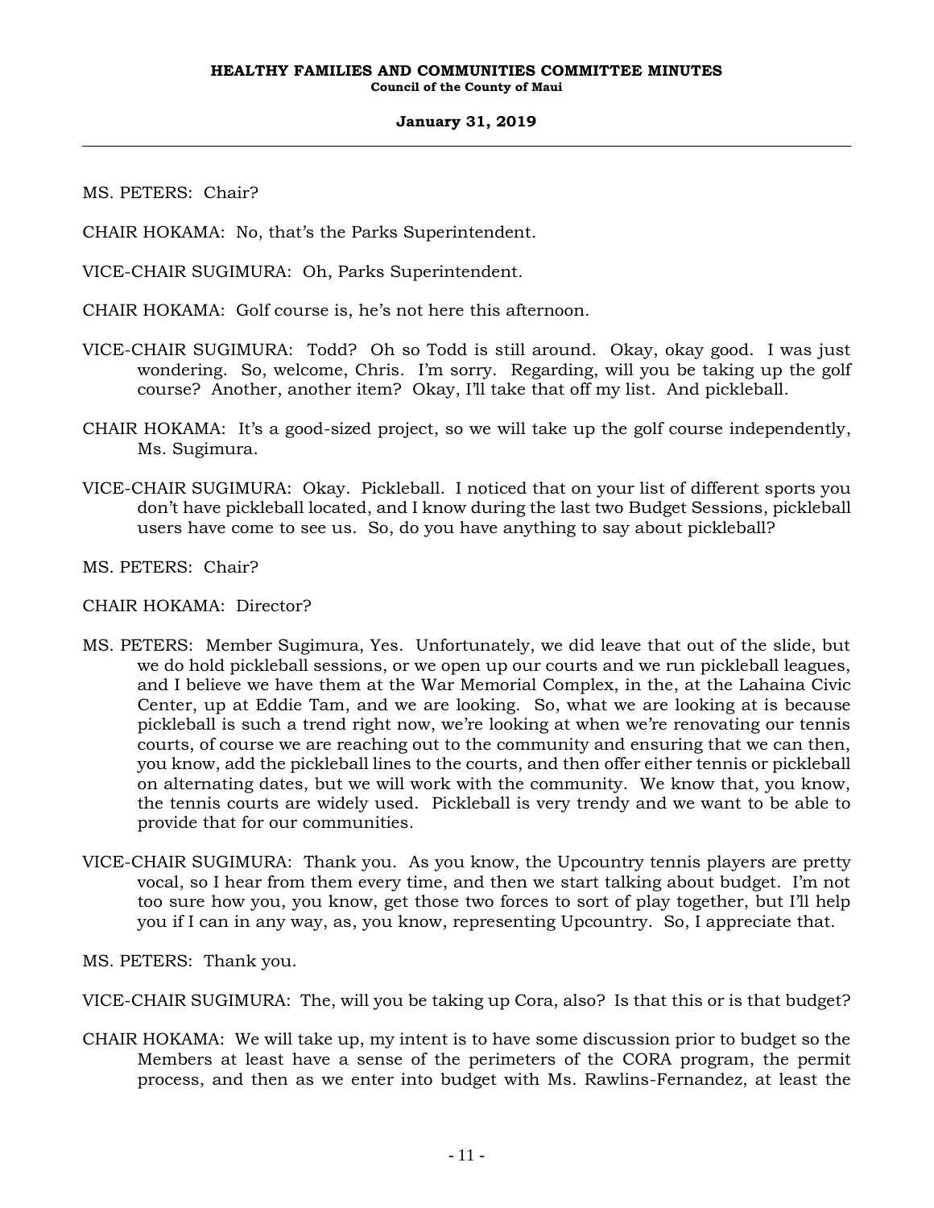MS. PETERS: Chair?

CHAIR HOKAMA: No, that's the Parks Superintendent.

VICE-CHAIR SUGIMURA: Oh, Parks Superintendent.

CHAIR HOKAMA: Golf course is, he's not here this afternoon.

VICE-CHAIR SUGIMURA: Todd? Oh so Todd is still around. Okay, okay good. I was just wondering. So, welcome, Chris. I'm sorry. Regarding, will you be taking up the golf course? Another, another item? Okay, I'll take that off my list. And pickleball.

CHAIR HOKAMA: It's a good-sized project, so we will take up the golf course independently, Ms. Sugimura.

VICE-CHAIR SUGIMURA: Okay. Pickleball. I noticed that on your list of different sports you don't have pickleball located, and I know during the last two Budget Sessions, pickleball users have come to see us. So, do you have anything to say about pickleball?

MS. PETERS: Chair?

CHAIR HOKAMA: Director?

MS. PETERS: Member Sugimura, Yes. Unfortunately, we did leave that out of the slide, but we do hold pickleball sessions, or we open up our courts and we run pickleball leagues, and I believe we have them at the War Memorial Complex, in the, at the Lahaina Civic Center, up at Eddie Tam, and we are looking. So, what we are looking at is because pickleball is such a trend right now, we're looking at when we're renovating our tennis courts, of course we are reaching out to the community and ensuring that we can then, you know, add the pickleball lines to the courts, and then offer either tennis or pickleball on alternating dates, but we will work with the community. We know that, you know, the tennis courts are widely used. Pickleball is very trendy and we want to be able to provide that for our communities.

VICE-CHAIR SUGIMURA: Thank you. As you know, the Upcountry tennis players are pretty vocal, so I hear from them every time, and then we start talking about budget. I'm not too sure how you, you know, get those two forces to sort of play together, but I'll help you if I can in any way, as, you know, representing Upcountry. So, I appreciate that.

MS. PETERS: Thank you.

VICE-CHAIR SUGIMURA: The, will you be taking up Cora, also? Is that this or is that budget?

CHAIR HOKAMA: We will take up, my intent is to have some discussion prior to budget so the Members at least have a sense of the perimeters of the CORA program, the permit process, and then as we enter into budget with Ms. Rawlins-Fernandez, at least the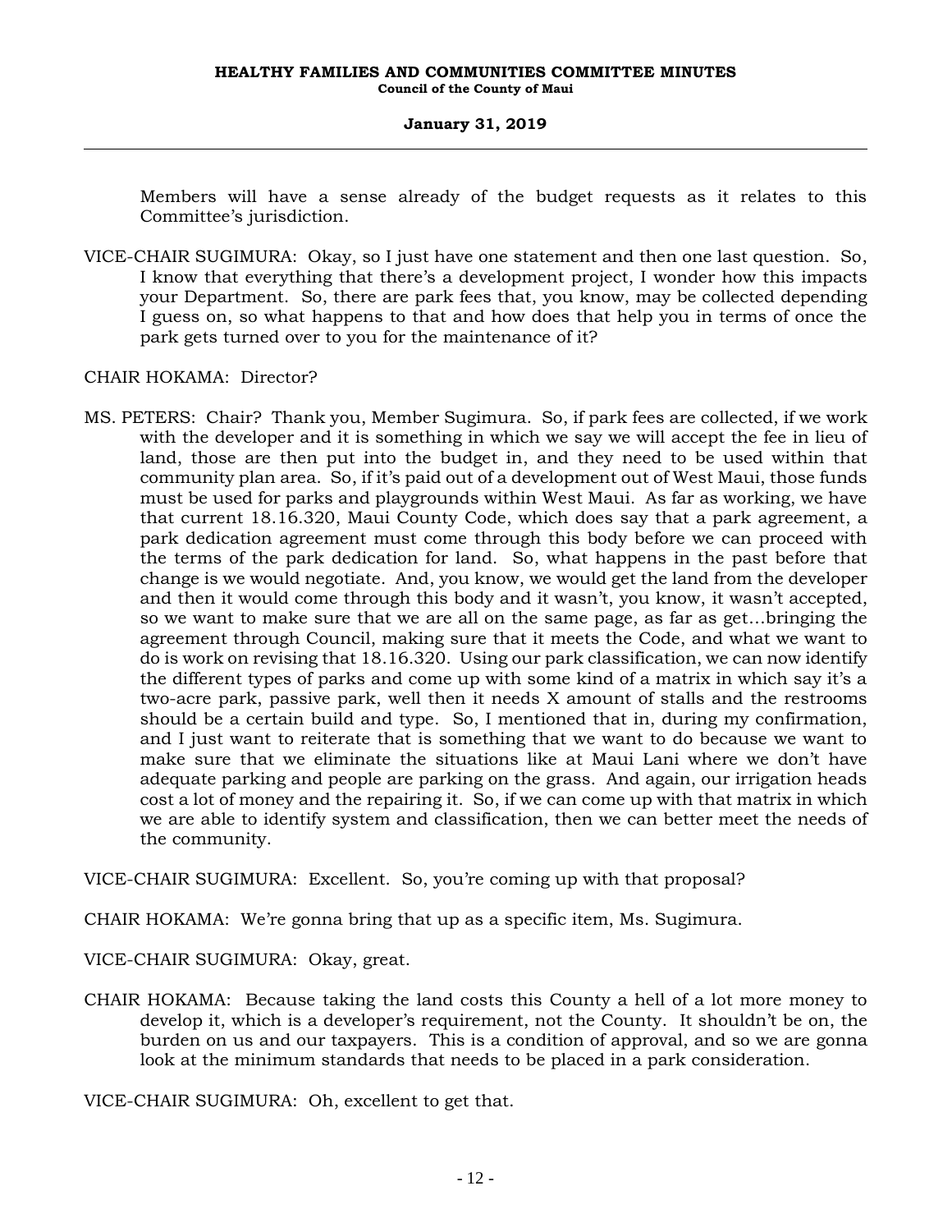Members will have a sense already of the budget requests as it relates to this Committee's jurisdiction.

VICE-CHAIR SUGIMURA: Okay, so I just have one statement and then one last question. So, I know that everything that there's a development project, I wonder how this impacts your Department. So, there are park fees that, you know, may be collected depending I guess on, so what happens to that and how does that help you in terms of once the park gets turned over to you for the maintenance of it?

CHAIR HOKAMA: Director?

MS. PETERS: Chair? Thank you, Member Sugimura. So, if park fees are collected, if we work with the developer and it is something in which we say we will accept the fee in lieu of land, those are then put into the budget in, and they need to be used within that community plan area. So, if it's paid out of a development out of West Maui, those funds must be used for parks and playgrounds within West Maui. As far as working, we have that current 18.16.320, Maui County Code, which does say that a park agreement, a park dedication agreement must come through this body before we can proceed with the terms of the park dedication for land. So, what happens in the past before that change is we would negotiate. And, you know, we would get the land from the developer and then it would come through this body and it wasn't, you know, it wasn't accepted, so we want to make sure that we are all on the same page, as far as get…bringing the agreement through Council, making sure that it meets the Code, and what we want to do is work on revising that 18.16.320. Using our park classification, we can now identify the different types of parks and come up with some kind of a matrix in which say it's a two-acre park, passive park, well then it needs X amount of stalls and the restrooms should be a certain build and type. So, I mentioned that in, during my confirmation, and I just want to reiterate that is something that we want to do because we want to make sure that we eliminate the situations like at Maui Lani where we don't have adequate parking and people are parking on the grass. And again, our irrigation heads cost a lot of money and the repairing it. So, if we can come up with that matrix in which we are able to identify system and classification, then we can better meet the needs of the community.

VICE-CHAIR SUGIMURA: Excellent. So, you're coming up with that proposal?

CHAIR HOKAMA: We're gonna bring that up as a specific item, Ms. Sugimura.

VICE-CHAIR SUGIMURA: Okay, great.

CHAIR HOKAMA: Because taking the land costs this County a hell of a lot more money to develop it, which is a developer's requirement, not the County. It shouldn't be on, the burden on us and our taxpayers. This is a condition of approval, and so we are gonna look at the minimum standards that needs to be placed in a park consideration.

VICE-CHAIR SUGIMURA: Oh, excellent to get that.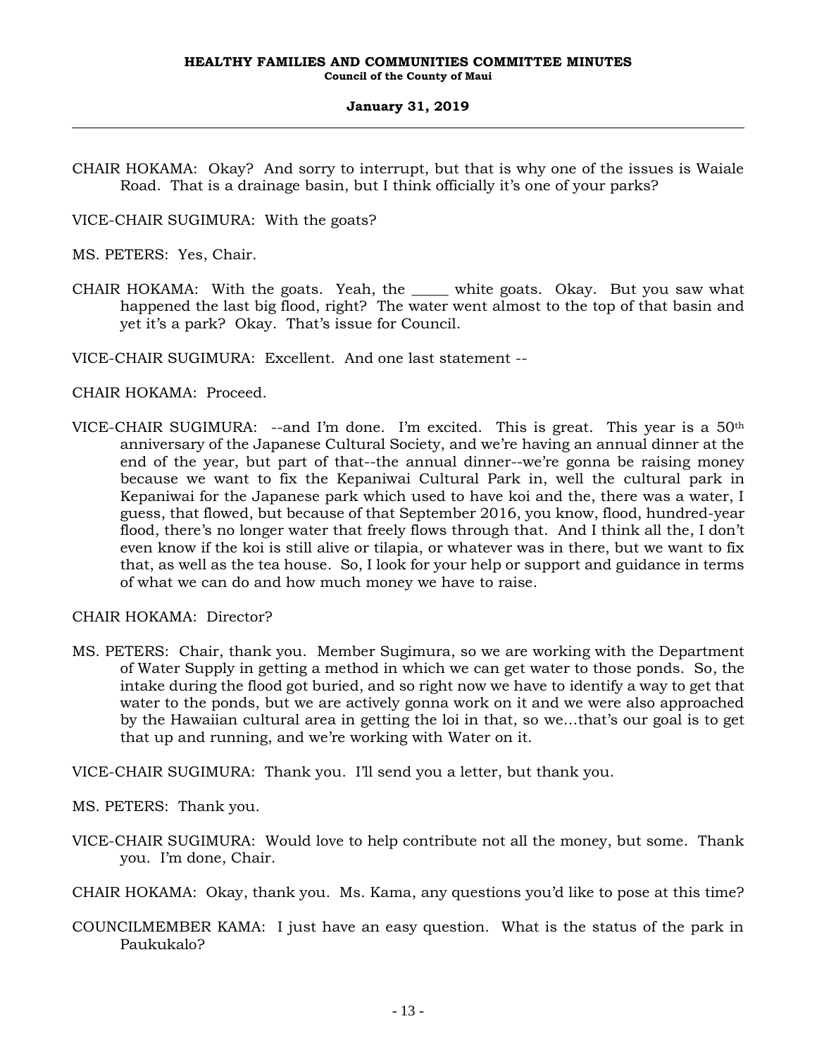CHAIR HOKAMA: Okay? And sorry to interrupt, but that is why one of the issues is Waiale Road. That is a drainage basin, but I think officially it's one of your parks?

VICE-CHAIR SUGIMURA: With the goats?

MS. PETERS: Yes, Chair.

CHAIR HOKAMA: With the goats. Yeah, the _____ white goats. Okay. But you saw what happened the last big flood, right? The water went almost to the top of that basin and yet it's a park? Okay. That's issue for Council.

VICE-CHAIR SUGIMURA: Excellent. And one last statement --

CHAIR HOKAMA: Proceed.

VICE-CHAIR SUGIMURA: --and I'm done. I'm excited. This is great. This year is a 50th anniversary of the Japanese Cultural Society, and we're having an annual dinner at the end of the year, but part of that--the annual dinner--we're gonna be raising money because we want to fix the Kepaniwai Cultural Park in, well the cultural park in Kepaniwai for the Japanese park which used to have koi and the, there was a water, I guess, that flowed, but because of that September 2016, you know, flood, hundred-year flood, there's no longer water that freely flows through that. And I think all the, I don't even know if the koi is still alive or tilapia, or whatever was in there, but we want to fix that, as well as the tea house. So, I look for your help or support and guidance in terms of what we can do and how much money we have to raise.

CHAIR HOKAMA: Director?

MS. PETERS: Chair, thank you. Member Sugimura, so we are working with the Department of Water Supply in getting a method in which we can get water to those ponds. So, the intake during the flood got buried, and so right now we have to identify a way to get that water to the ponds, but we are actively gonna work on it and we were also approached by the Hawaiian cultural area in getting the loi in that, so we...that's our goal is to get that up and running, and we're working with Water on it.

VICE-CHAIR SUGIMURA: Thank you. I'll send you a letter, but thank you.

MS. PETERS: Thank you.

VICE-CHAIR SUGIMURA: Would love to help contribute not all the money, but some. Thank you. I'm done, Chair.

CHAIR HOKAMA: Okay, thank you. Ms. Kama, any questions you'd like to pose at this time?

COUNCILMEMBER KAMA: I just have an easy question. What is the status of the park in Paukukalo?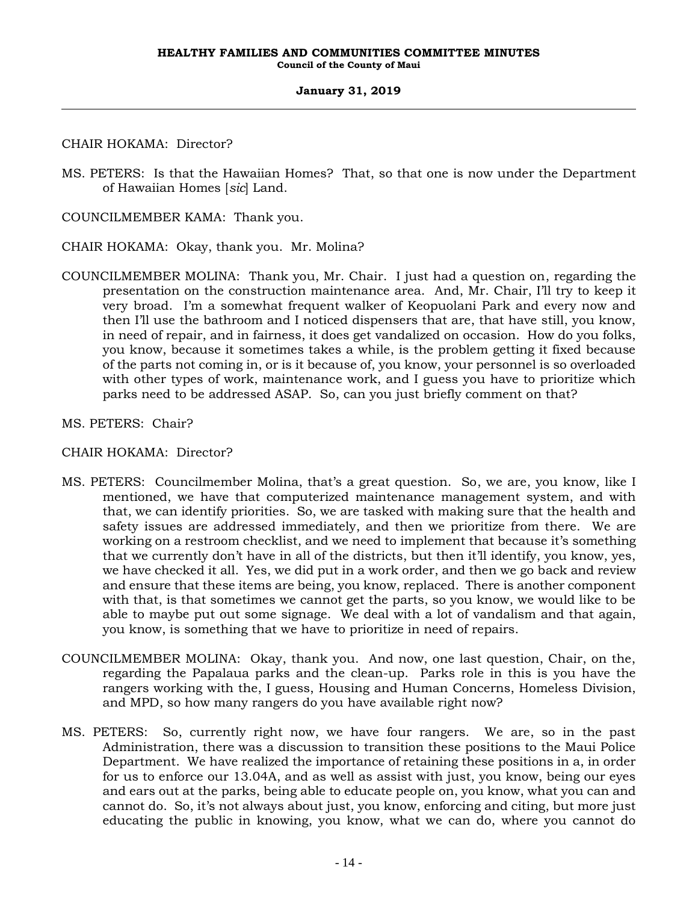CHAIR HOKAMA: Director?

MS. PETERS: Is that the Hawaiian Homes? That, so that one is now under the Department of Hawaiian Homes [*sic*] Land.

COUNCILMEMBER KAMA: Thank you.

CHAIR HOKAMA: Okay, thank you. Mr. Molina?

COUNCILMEMBER MOLINA: Thank you, Mr. Chair. I just had a question on, regarding the presentation on the construction maintenance area. And, Mr. Chair, I'll try to keep it very broad. I'm a somewhat frequent walker of Keopuolani Park and every now and then I'll use the bathroom and I noticed dispensers that are, that have still, you know, in need of repair, and in fairness, it does get vandalized on occasion. How do you folks, you know, because it sometimes takes a while, is the problem getting it fixed because of the parts not coming in, or is it because of, you know, your personnel is so overloaded with other types of work, maintenance work, and I guess you have to prioritize which parks need to be addressed ASAP. So, can you just briefly comment on that?

MS. PETERS: Chair?

CHAIR HOKAMA: Director?

MS. PETERS: Councilmember Molina, that's a great question. So, we are, you know, like I mentioned, we have that computerized maintenance management system, and with that, we can identify priorities. So, we are tasked with making sure that the health and safety issues are addressed immediately, and then we prioritize from there. We are working on a restroom checklist, and we need to implement that because it's something that we currently don't have in all of the districts, but then it'll identify, you know, yes, we have checked it all. Yes, we did put in a work order, and then we go back and review and ensure that these items are being, you know, replaced. There is another component with that, is that sometimes we cannot get the parts, so you know, we would like to be able to maybe put out some signage. We deal with a lot of vandalism and that again, you know, is something that we have to prioritize in need of repairs.

COUNCILMEMBER MOLINA: Okay, thank you. And now, one last question, Chair, on the, regarding the Papalaua parks and the clean-up. Parks role in this is you have the rangers working with the, I guess, Housing and Human Concerns, Homeless Division, and MPD, so how many rangers do you have available right now?

MS. PETERS: So, currently right now, we have four rangers. We are, so in the past Administration, there was a discussion to transition these positions to the Maui Police Department. We have realized the importance of retaining these positions in a, in order for us to enforce our 13.04A, and as well as assist with just, you know, being our eyes and ears out at the parks, being able to educate people on, you know, what you can and cannot do. So, it's not always about just, you know, enforcing and citing, but more just educating the public in knowing, you know, what we can do, where you cannot do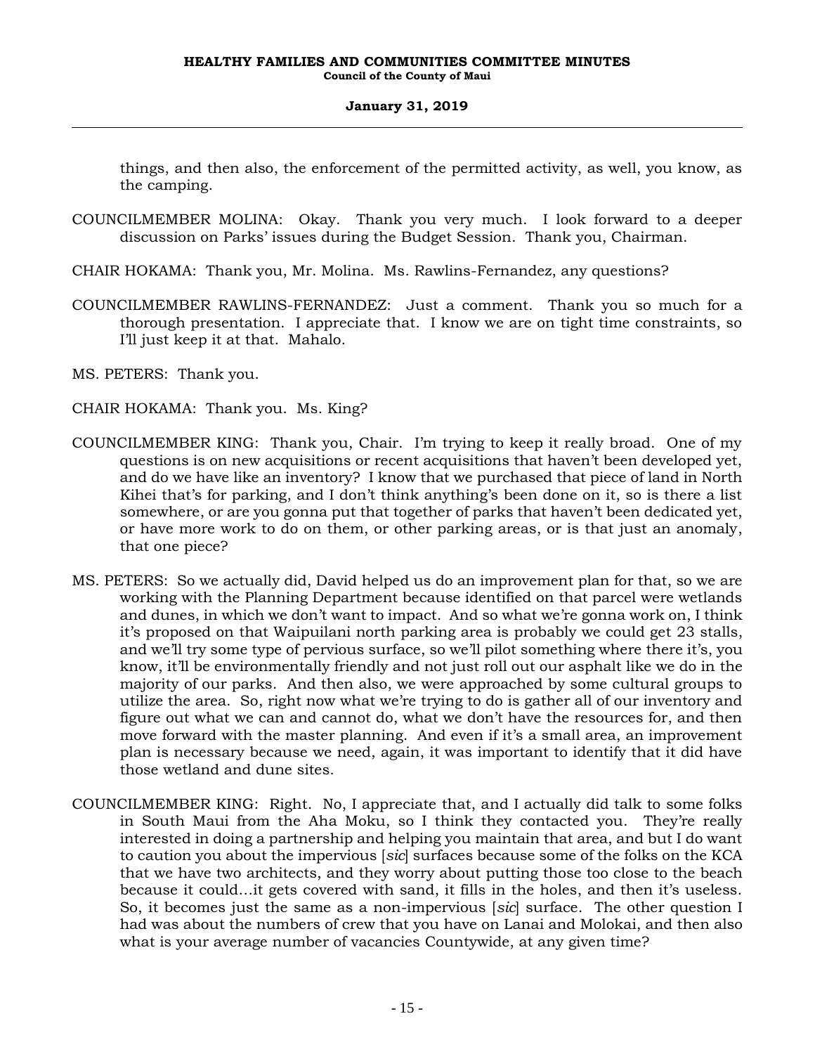things, and then also, the enforcement of the permitted activity, as well, you know, as the camping.

COUNCILMEMBER MOLINA: Okay. Thank you very much. I look forward to a deeper discussion on Parks' issues during the Budget Session. Thank you, Chairman.

CHAIR HOKAMA: Thank you, Mr. Molina. Ms. Rawlins-Fernandez, any questions?

COUNCILMEMBER RAWLINS-FERNANDEZ: Just a comment. Thank you so much for a thorough presentation. I appreciate that. I know we are on tight time constraints, so I'll just keep it at that. Mahalo.

MS. PETERS: Thank you.

CHAIR HOKAMA: Thank you. Ms. King?

COUNCILMEMBER KING: Thank you, Chair. I'm trying to keep it really broad. One of my questions is on new acquisitions or recent acquisitions that haven't been developed yet, and do we have like an inventory? I know that we purchased that piece of land in North Kihei that's for parking, and I don't think anything's been done on it, so is there a list somewhere, or are you gonna put that together of parks that haven't been dedicated yet, or have more work to do on them, or other parking areas, or is that just an anomaly, that one piece?

MS. PETERS: So we actually did, David helped us do an improvement plan for that, so we are working with the Planning Department because identified on that parcel were wetlands and dunes, in which we don't want to impact. And so what we're gonna work on, I think it's proposed on that Waipuilani north parking area is probably we could get 23 stalls, and we'll try some type of pervious surface, so we'll pilot something where there it's, you know, it'll be environmentally friendly and not just roll out our asphalt like we do in the majority of our parks. And then also, we were approached by some cultural groups to utilize the area. So, right now what we're trying to do is gather all of our inventory and figure out what we can and cannot do, what we don't have the resources for, and then move forward with the master planning. And even if it's a small area, an improvement plan is necessary because we need, again, it was important to identify that it did have those wetland and dune sites.

COUNCILMEMBER KING: Right. No, I appreciate that, and I actually did talk to some folks in South Maui from the Aha Moku, so I think they contacted you. They're really interested in doing a partnership and helping you maintain that area, and but I do want to caution you about the impervious [*sic*] surfaces because some of the folks on the KCA that we have two architects, and they worry about putting those too close to the beach because it could...it gets covered with sand, it fills in the holes, and then it's useless. So, it becomes just the same as a non-impervious [*sic*] surface. The other question I had was about the numbers of crew that you have on Lanai and Molokai, and then also what is your average number of vacancies Countywide, at any given time?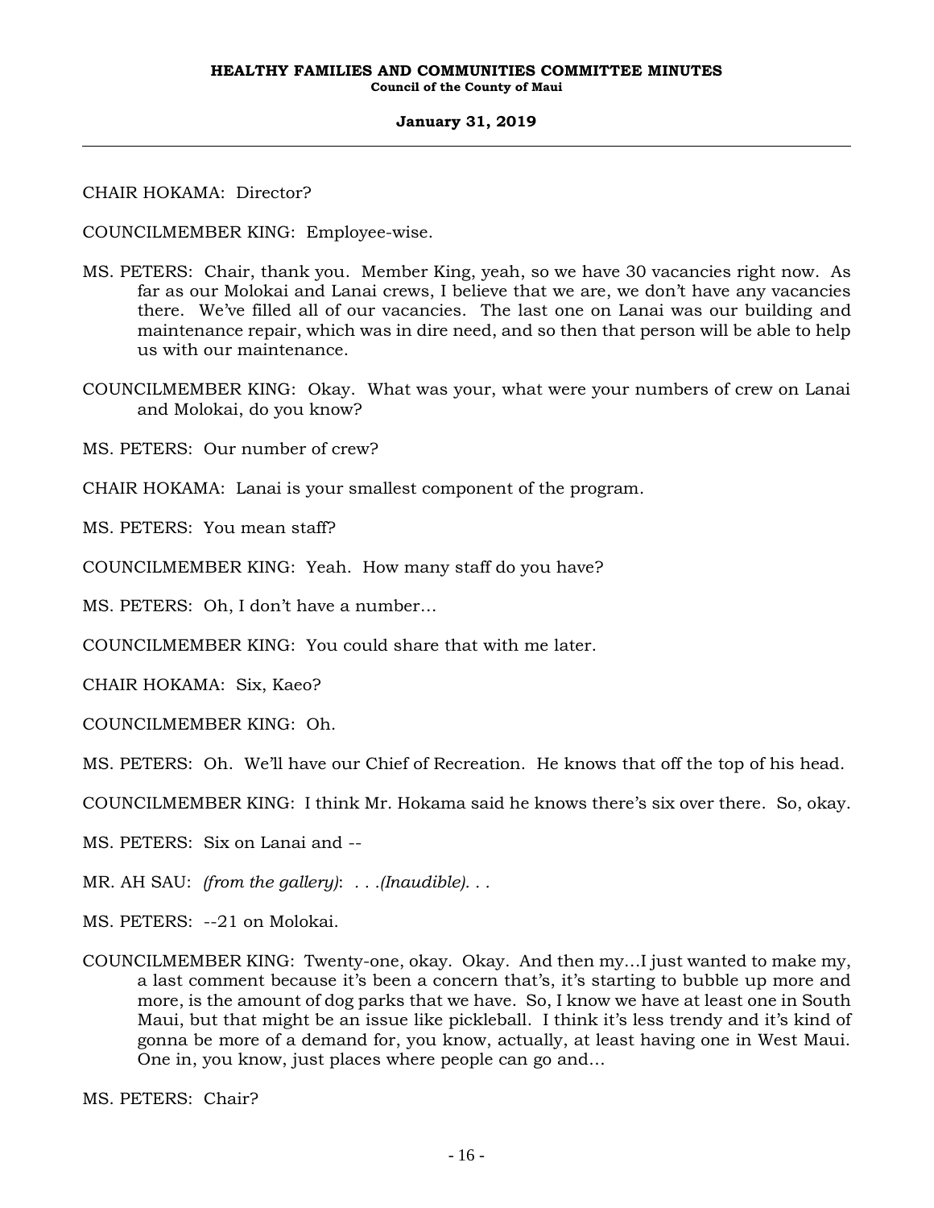CHAIR HOKAMA: Director?

COUNCILMEMBER KING: Employee-wise.

MS. PETERS: Chair, thank you. Member King, yeah, so we have 30 vacancies right now. As far as our Molokai and Lanai crews, I believe that we are, we don't have any vacancies there. We've filled all of our vacancies. The last one on Lanai was our building and maintenance repair, which was in dire need, and so then that person will be able to help us with our maintenance.

COUNCILMEMBER KING: Okay. What was your, what were your numbers of crew on Lanai and Molokai, do you know?

MS. PETERS: Our number of crew?

CHAIR HOKAMA: Lanai is your smallest component of the program.

MS. PETERS: You mean staff?

COUNCILMEMBER KING: Yeah. How many staff do you have?

MS. PETERS: Oh, I don't have a number…

COUNCILMEMBER KING: You could share that with me later.

CHAIR HOKAMA: Six, Kaeo?

COUNCILMEMBER KING: Oh.

MS. PETERS: Oh. We'll have our Chief of Recreation. He knows that off the top of his head.

COUNCILMEMBER KING: I think Mr. Hokama said he knows there's six over there. So, okay.

MS. PETERS: Six on Lanai and --

MR. AH SAU: *(from the gallery)*: . . .*(Inaudible)*. . .

MS. PETERS: --21 on Molokai.

COUNCILMEMBER KING: Twenty-one, okay. Okay. And then my…I just wanted to make my, a last comment because it's been a concern that's, it's starting to bubble up more and more, is the amount of dog parks that we have. So, I know we have at least one in South Maui, but that might be an issue like pickleball. I think it's less trendy and it's kind of gonna be more of a demand for, you know, actually, at least having one in West Maui. One in, you know, just places where people can go and…

MS. PETERS: Chair?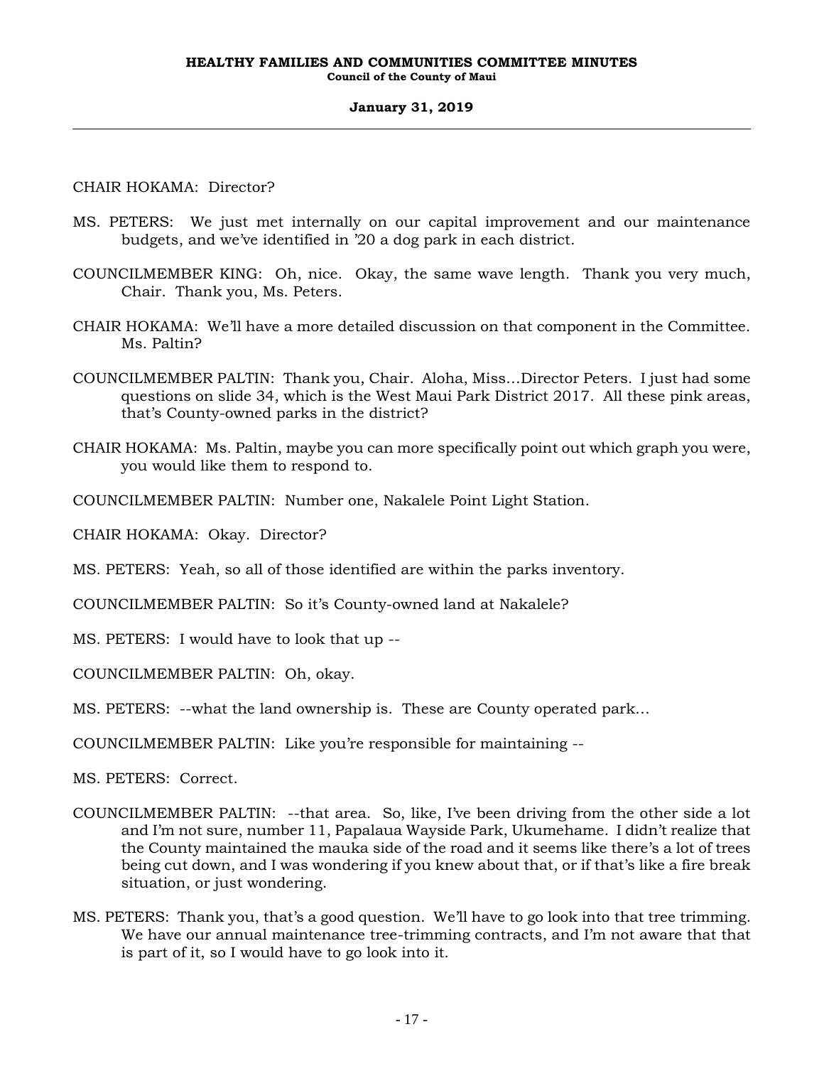CHAIR HOKAMA: Director?

MS. PETERS: We just met internally on our capital improvement and our maintenance budgets, and we've identified in '20 a dog park in each district.

COUNCILMEMBER KING: Oh, nice. Okay, the same wave length. Thank you very much, Chair. Thank you, Ms. Peters.

CHAIR HOKAMA: We'll have a more detailed discussion on that component in the Committee. Ms. Paltin?

COUNCILMEMBER PALTIN: Thank you, Chair. Aloha, Miss…Director Peters. I just had some questions on slide 34, which is the West Maui Park District 2017. All these pink areas, that's County-owned parks in the district?

CHAIR HOKAMA: Ms. Paltin, maybe you can more specifically point out which graph you were, you would like them to respond to.

COUNCILMEMBER PALTIN: Number one, Nakalele Point Light Station.

CHAIR HOKAMA: Okay. Director?

MS. PETERS: Yeah, so all of those identified are within the parks inventory.

COUNCILMEMBER PALTIN: So it's County-owned land at Nakalele?

MS. PETERS: I would have to look that up --

COUNCILMEMBER PALTIN: Oh, okay.

MS. PETERS: --what the land ownership is. These are County operated park…

COUNCILMEMBER PALTIN: Like you're responsible for maintaining --

MS. PETERS: Correct.

COUNCILMEMBER PALTIN: --that area. So, like, I've been driving from the other side a lot and I'm not sure, number 11, Papalaua Wayside Park, Ukumehame. I didn't realize that the County maintained the mauka side of the road and it seems like there's a lot of trees being cut down, and I was wondering if you knew about that, or if that's like a fire break situation, or just wondering.

MS. PETERS: Thank you, that's a good question. We'll have to go look into that tree trimming. We have our annual maintenance tree-trimming contracts, and I'm not aware that that is part of it, so I would have to go look into it.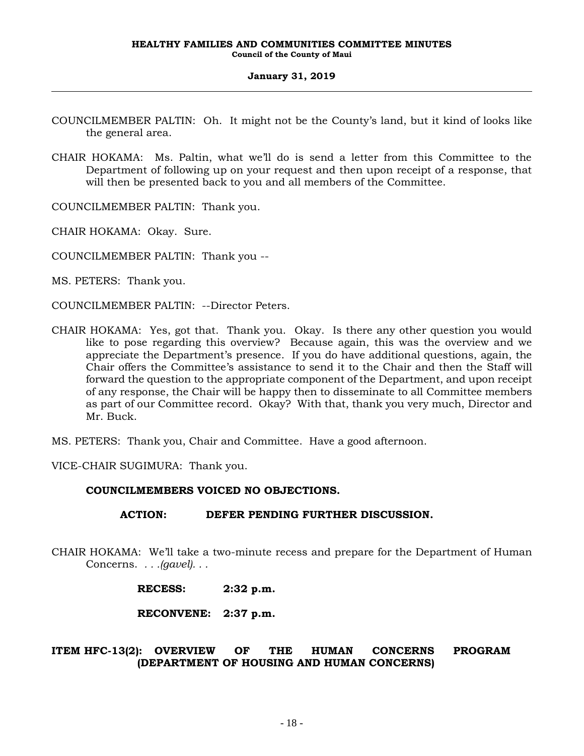COUNCILMEMBER PALTIN: Oh. It might not be the County's land, but it kind of looks like the general area.

CHAIR HOKAMA: Ms. Paltin, what we'll do is send a letter from this Committee to the Department of following up on your request and then upon receipt of a response, that will then be presented back to you and all members of the Committee.

COUNCILMEMBER PALTIN: Thank you.

CHAIR HOKAMA: Okay. Sure.

COUNCILMEMBER PALTIN: Thank you --

MS. PETERS: Thank you.

COUNCILMEMBER PALTIN: --Director Peters.

CHAIR HOKAMA: Yes, got that. Thank you. Okay. Is there any other question you would like to pose regarding this overview? Because again, this was the overview and we appreciate the Department's presence. If you do have additional questions, again, the Chair offers the Committee's assistance to send it to the Chair and then the Staff will forward the question to the appropriate component of the Department, and upon receipt of any response, the Chair will be happy then to disseminate to all Committee members as part of our Committee record. Okay? With that, thank you very much, Director and Mr. Buck.

MS. PETERS: Thank you, Chair and Committee. Have a good afternoon.

VICE-CHAIR SUGIMURA: Thank you.

**COUNCILMEMBERS VOICED NO OBJECTIONS.**

**ACTION: DEFER PENDING FURTHER DISCUSSION.**

CHAIR HOKAMA: We'll take a two-minute recess and prepare for the Department of Human Concerns. . . .*(gavel)*. . .

**RECESS: 2:32 p.m.**

**RECONVENE: 2:37 p.m.**

**ITEM HFC-13(2): OVERVIEW OF THE HUMAN CONCERNS PROGRAM (DEPARTMENT OF HOUSING AND HUMAN CONCERNS)**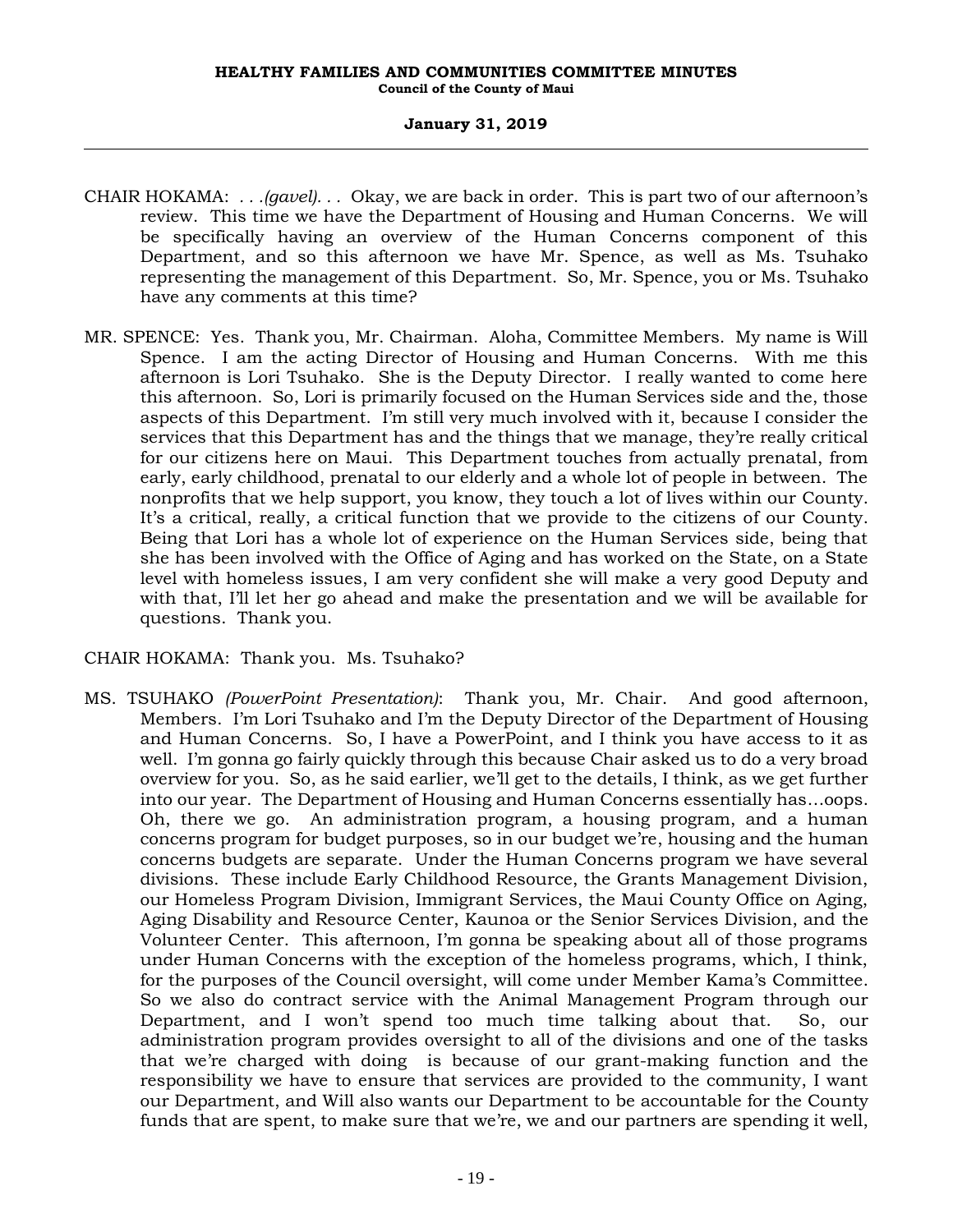CHAIR HOKAMA: *. . .(gavel). . .* Okay, we are back in order. This is part two of our afternoon's review. This time we have the Department of Housing and Human Concerns. We will be specifically having an overview of the Human Concerns component of this Department, and so this afternoon we have Mr. Spence, as well as Ms. Tsuhako representing the management of this Department. So, Mr. Spence, you or Ms. Tsuhako have any comments at this time?

MR. SPENCE: Yes. Thank you, Mr. Chairman. Aloha, Committee Members. My name is Will Spence. I am the acting Director of Housing and Human Concerns. With me this afternoon is Lori Tsuhako. She is the Deputy Director. I really wanted to come here this afternoon. So, Lori is primarily focused on the Human Services side and the, those aspects of this Department. I'm still very much involved with it, because I consider the services that this Department has and the things that we manage, they're really critical for our citizens here on Maui. This Department touches from actually prenatal, from early, early childhood, prenatal to our elderly and a whole lot of people in between. The nonprofits that we help support, you know, they touch a lot of lives within our County. It's a critical, really, a critical function that we provide to the citizens of our County. Being that Lori has a whole lot of experience on the Human Services side, being that she has been involved with the Office of Aging and has worked on the State, on a State level with homeless issues, I am very confident she will make a very good Deputy and with that, I'll let her go ahead and make the presentation and we will be available for questions. Thank you.

CHAIR HOKAMA: Thank you. Ms. Tsuhako?

MS. TSUHAKO *(PowerPoint Presentation)*: Thank you, Mr. Chair. And good afternoon, Members. I'm Lori Tsuhako and I'm the Deputy Director of the Department of Housing and Human Concerns. So, I have a PowerPoint, and I think you have access to it as well. I'm gonna go fairly quickly through this because Chair asked us to do a very broad overview for you. So, as he said earlier, we'll get to the details, I think, as we get further into our year. The Department of Housing and Human Concerns essentially has…oops. Oh, there we go. An administration program, a housing program, and a human concerns program for budget purposes, so in our budget we're, housing and the human concerns budgets are separate. Under the Human Concerns program we have several divisions. These include Early Childhood Resource, the Grants Management Division, our Homeless Program Division, Immigrant Services, the Maui County Office on Aging, Aging Disability and Resource Center, Kaunoa or the Senior Services Division, and the Volunteer Center. This afternoon, I'm gonna be speaking about all of those programs under Human Concerns with the exception of the homeless programs, which, I think, for the purposes of the Council oversight, will come under Member Kama's Committee. So we also do contract service with the Animal Management Program through our Department, and I won't spend too much time talking about that. So, our administration program provides oversight to all of the divisions and one of the tasks that we're charged with doing is because of our grant-making function and the responsibility we have to ensure that services are provided to the community, I want our Department, and Will also wants our Department to be accountable for the County funds that are spent, to make sure that we're, we and our partners are spending it well,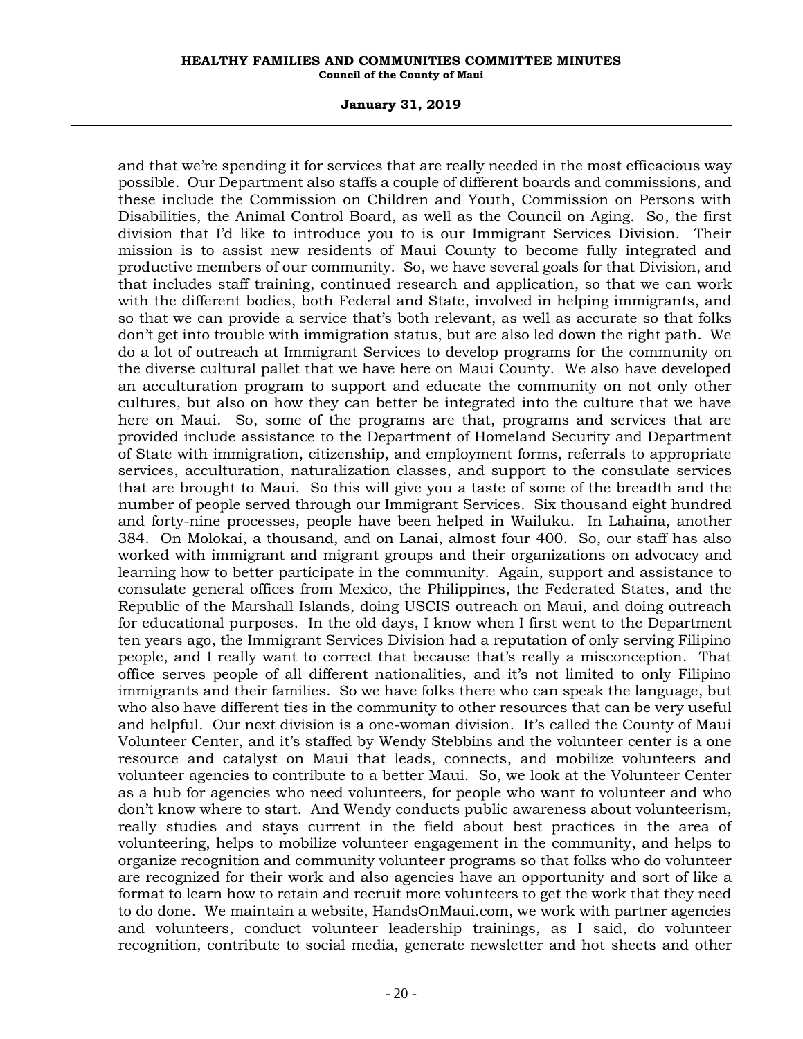and that we're spending it for services that are really needed in the most efficacious way possible. Our Department also staffs a couple of different boards and commissions, and these include the Commission on Children and Youth, Commission on Persons with Disabilities, the Animal Control Board, as well as the Council on Aging. So, the first division that I'd like to introduce you to is our Immigrant Services Division. Their mission is to assist new residents of Maui County to become fully integrated and productive members of our community. So, we have several goals for that Division, and that includes staff training, continued research and application, so that we can work with the different bodies, both Federal and State, involved in helping immigrants, and so that we can provide a service that's both relevant, as well as accurate so that folks don't get into trouble with immigration status, but are also led down the right path. We do a lot of outreach at Immigrant Services to develop programs for the community on the diverse cultural pallet that we have here on Maui County. We also have developed an acculturation program to support and educate the community on not only other cultures, but also on how they can better be integrated into the culture that we have here on Maui. So, some of the programs are that, programs and services that are provided include assistance to the Department of Homeland Security and Department of State with immigration, citizenship, and employment forms, referrals to appropriate services, acculturation, naturalization classes, and support to the consulate services that are brought to Maui. So this will give you a taste of some of the breadth and the number of people served through our Immigrant Services. Six thousand eight hundred and forty-nine processes, people have been helped in Wailuku. In Lahaina, another 384. On Molokai, a thousand, and on Lanai, almost four 400. So, our staff has also worked with immigrant and migrant groups and their organizations on advocacy and learning how to better participate in the community. Again, support and assistance to consulate general offices from Mexico, the Philippines, the Federated States, and the Republic of the Marshall Islands, doing USCIS outreach on Maui, and doing outreach for educational purposes. In the old days, I know when I first went to the Department ten years ago, the Immigrant Services Division had a reputation of only serving Filipino people, and I really want to correct that because that's really a misconception. That office serves people of all different nationalities, and it's not limited to only Filipino immigrants and their families. So we have folks there who can speak the language, but who also have different ties in the community to other resources that can be very useful and helpful. Our next division is a one-woman division. It's called the County of Maui Volunteer Center, and it's staffed by Wendy Stebbins and the volunteer center is a one resource and catalyst on Maui that leads, connects, and mobilize volunteers and volunteer agencies to contribute to a better Maui. So, we look at the Volunteer Center as a hub for agencies who need volunteers, for people who want to volunteer and who don't know where to start. And Wendy conducts public awareness about volunteerism, really studies and stays current in the field about best practices in the area of volunteering, helps to mobilize volunteer engagement in the community, and helps to organize recognition and community volunteer programs so that folks who do volunteer are recognized for their work and also agencies have an opportunity and sort of like a format to learn how to retain and recruit more volunteers to get the work that they need to do done. We maintain a website, HandsOnMaui.com, we work with partner agencies and volunteers, conduct volunteer leadership trainings, as I said, do volunteer recognition, contribute to social media, generate newsletter and hot sheets and other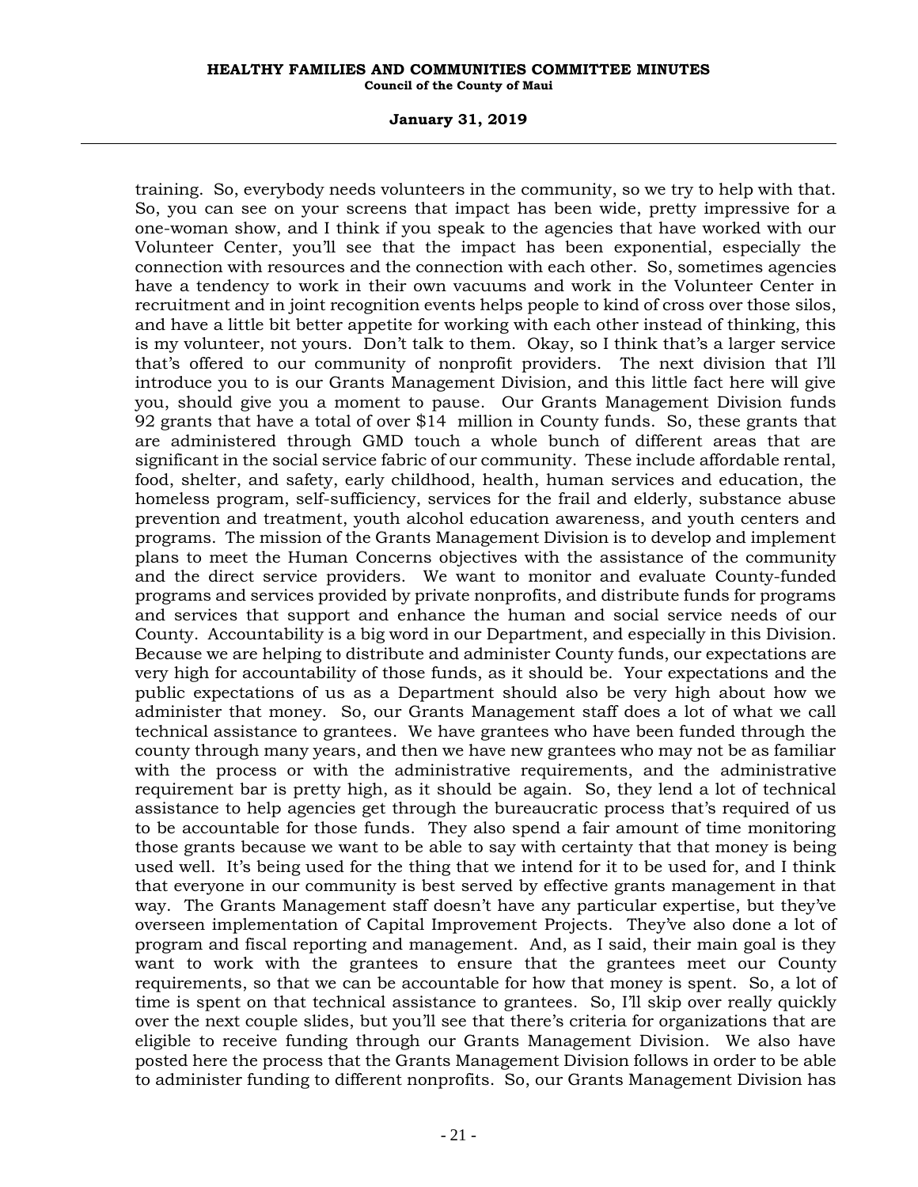training. So, everybody needs volunteers in the community, so we try to help with that. So, you can see on your screens that impact has been wide, pretty impressive for a one-woman show, and I think if you speak to the agencies that have worked with our Volunteer Center, you'll see that the impact has been exponential, especially the connection with resources and the connection with each other. So, sometimes agencies have a tendency to work in their own vacuums and work in the Volunteer Center in recruitment and in joint recognition events helps people to kind of cross over those silos, and have a little bit better appetite for working with each other instead of thinking, this is my volunteer, not yours. Don't talk to them. Okay, so I think that's a larger service that's offered to our community of nonprofit providers. The next division that I'll introduce you to is our Grants Management Division, and this little fact here will give you, should give you a moment to pause. Our Grants Management Division funds 92 grants that have a total of over $14 million in County funds. So, these grants that are administered through GMD touch a whole bunch of different areas that are significant in the social service fabric of our community. These include affordable rental, food, shelter, and safety, early childhood, health, human services and education, the homeless program, self-sufficiency, services for the frail and elderly, substance abuse prevention and treatment, youth alcohol education awareness, and youth centers and programs. The mission of the Grants Management Division is to develop and implement plans to meet the Human Concerns objectives with the assistance of the community and the direct service providers. We want to monitor and evaluate County-funded programs and services provided by private nonprofits, and distribute funds for programs and services that support and enhance the human and social service needs of our County. Accountability is a big word in our Department, and especially in this Division. Because we are helping to distribute and administer County funds, our expectations are very high for accountability of those funds, as it should be. Your expectations and the public expectations of us as a Department should also be very high about how we administer that money. So, our Grants Management staff does a lot of what we call technical assistance to grantees. We have grantees who have been funded through the county through many years, and then we have new grantees who may not be as familiar with the process or with the administrative requirements, and the administrative requirement bar is pretty high, as it should be again. So, they lend a lot of technical assistance to help agencies get through the bureaucratic process that's required of us to be accountable for those funds. They also spend a fair amount of time monitoring those grants because we want to be able to say with certainty that that money is being used well. It's being used for the thing that we intend for it to be used for, and I think that everyone in our community is best served by effective grants management in that way. The Grants Management staff doesn't have any particular expertise, but they've overseen implementation of Capital Improvement Projects. They've also done a lot of program and fiscal reporting and management. And, as I said, their main goal is they want to work with the grantees to ensure that the grantees meet our County requirements, so that we can be accountable for how that money is spent. So, a lot of time is spent on that technical assistance to grantees. So, I'll skip over really quickly over the next couple slides, but you'll see that there's criteria for organizations that are eligible to receive funding through our Grants Management Division. We also have posted here the process that the Grants Management Division follows in order to be able to administer funding to different nonprofits. So, our Grants Management Division has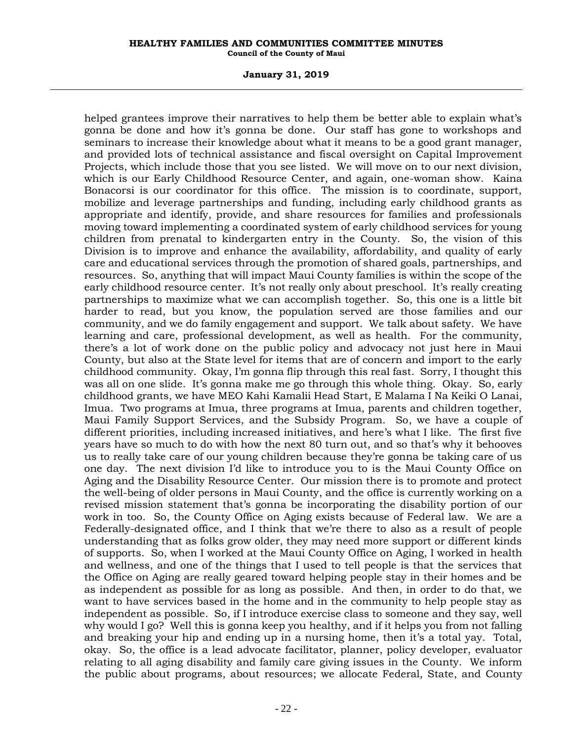helped grantees improve their narratives to help them be better able to explain what's gonna be done and how it's gonna be done. Our staff has gone to workshops and seminars to increase their knowledge about what it means to be a good grant manager, and provided lots of technical assistance and fiscal oversight on Capital Improvement Projects, which include those that you see listed. We will move on to our next division, which is our Early Childhood Resource Center, and again, one-woman show. Kaina Bonacorsi is our coordinator for this office. The mission is to coordinate, support, mobilize and leverage partnerships and funding, including early childhood grants as appropriate and identify, provide, and share resources for families and professionals moving toward implementing a coordinated system of early childhood services for young children from prenatal to kindergarten entry in the County. So, the vision of this Division is to improve and enhance the availability, affordability, and quality of early care and educational services through the promotion of shared goals, partnerships, and resources. So, anything that will impact Maui County families is within the scope of the early childhood resource center. It's not really only about preschool. It's really creating partnerships to maximize what we can accomplish together. So, this one is a little bit harder to read, but you know, the population served are those families and our community, and we do family engagement and support. We talk about safety. We have learning and care, professional development, as well as health. For the community, there's a lot of work done on the public policy and advocacy not just here in Maui County, but also at the State level for items that are of concern and import to the early childhood community. Okay, I'm gonna flip through this real fast. Sorry, I thought this was all on one slide. It's gonna make me go through this whole thing. Okay. So, early childhood grants, we have MEO Kahi Kamalii Head Start, E Malama I Na Keiki O Lanai, Imua. Two programs at Imua, three programs at Imua, parents and children together, Maui Family Support Services, and the Subsidy Program. So, we have a couple of different priorities, including increased initiatives, and here's what I like. The first five years have so much to do with how the next 80 turn out, and so that's why it behooves us to really take care of our young children because they're gonna be taking care of us one day. The next division I'd like to introduce you to is the Maui County Office on Aging and the Disability Resource Center. Our mission there is to promote and protect the well-being of older persons in Maui County, and the office is currently working on a revised mission statement that's gonna be incorporating the disability portion of our work in too. So, the County Office on Aging exists because of Federal law. We are a Federally-designated office, and I think that we're there to also as a result of people understanding that as folks grow older, they may need more support or different kinds of supports. So, when I worked at the Maui County Office on Aging, I worked in health and wellness, and one of the things that I used to tell people is that the services that the Office on Aging are really geared toward helping people stay in their homes and be as independent as possible for as long as possible. And then, in order to do that, we want to have services based in the home and in the community to help people stay as independent as possible. So, if I introduce exercise class to someone and they say, well why would I go? Well this is gonna keep you healthy, and if it helps you from not falling and breaking your hip and ending up in a nursing home, then it's a total yay. Total, okay. So, the office is a lead advocate facilitator, planner, policy developer, evaluator relating to all aging disability and family care giving issues in the County. We inform the public about programs, about resources; we allocate Federal, State, and County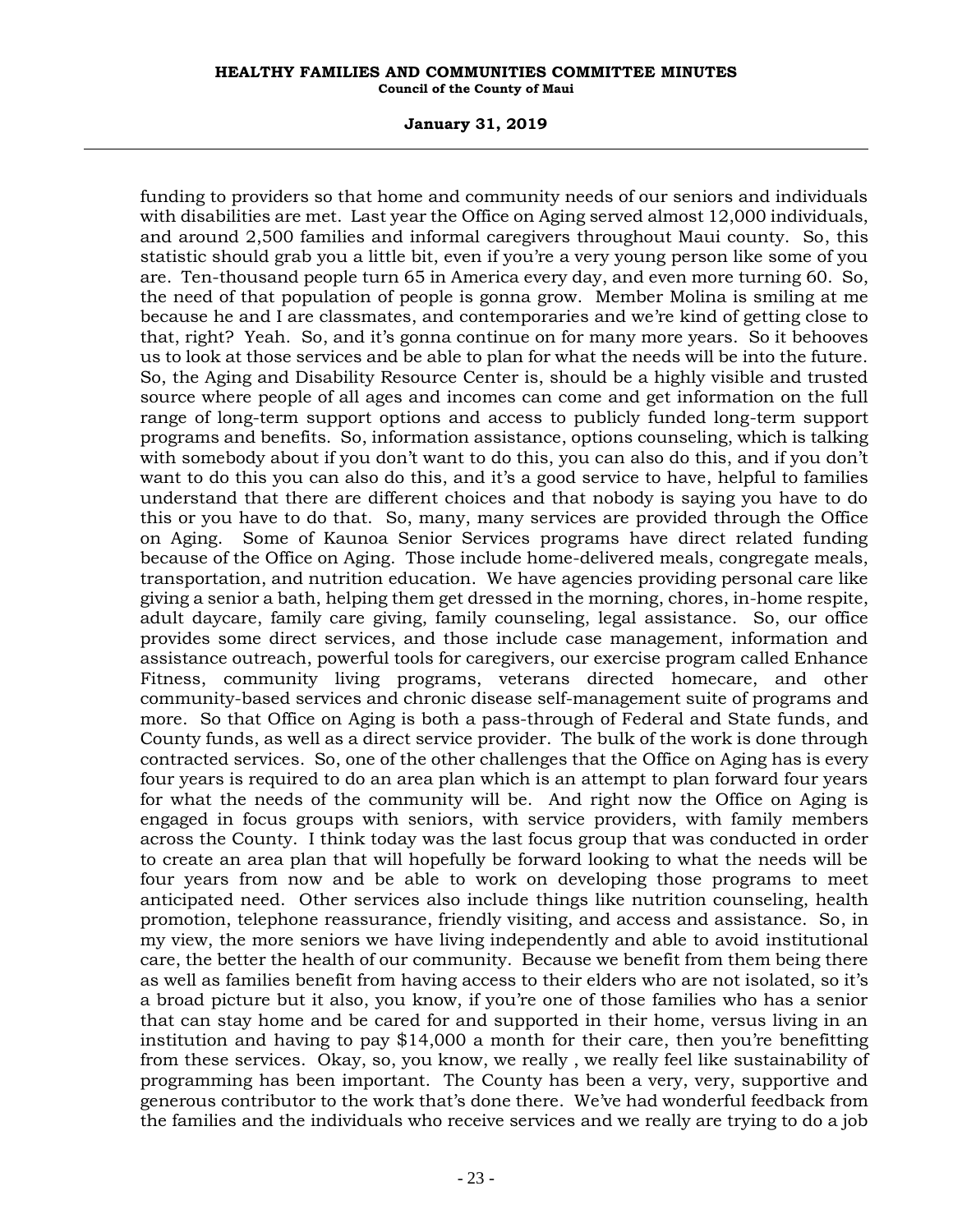funding to providers so that home and community needs of our seniors and individuals with disabilities are met. Last year the Office on Aging served almost 12,000 individuals, and around 2,500 families and informal caregivers throughout Maui county. So, this statistic should grab you a little bit, even if you're a very young person like some of you are. Ten-thousand people turn 65 in America every day, and even more turning 60. So, the need of that population of people is gonna grow. Member Molina is smiling at me because he and I are classmates, and contemporaries and we're kind of getting close to that, right? Yeah. So, and it's gonna continue on for many more years. So it behooves us to look at those services and be able to plan for what the needs will be into the future. So, the Aging and Disability Resource Center is, should be a highly visible and trusted source where people of all ages and incomes can come and get information on the full range of long-term support options and access to publicly funded long-term support programs and benefits. So, information assistance, options counseling, which is talking with somebody about if you don't want to do this, you can also do this, and if you don't want to do this you can also do this, and it's a good service to have, helpful to families understand that there are different choices and that nobody is saying you have to do this or you have to do that. So, many, many services are provided through the Office on Aging. Some of Kaunoa Senior Services programs have direct related funding because of the Office on Aging. Those include home-delivered meals, congregate meals, transportation, and nutrition education. We have agencies providing personal care like giving a senior a bath, helping them get dressed in the morning, chores, in-home respite, adult daycare, family care giving, family counseling, legal assistance. So, our office provides some direct services, and those include case management, information and assistance outreach, powerful tools for caregivers, our exercise program called Enhance Fitness, community living programs, veterans directed homecare, and other community-based services and chronic disease self-management suite of programs and more. So that Office on Aging is both a pass-through of Federal and State funds, and County funds, as well as a direct service provider. The bulk of the work is done through contracted services. So, one of the other challenges that the Office on Aging has is every four years is required to do an area plan which is an attempt to plan forward four years for what the needs of the community will be. And right now the Office on Aging is engaged in focus groups with seniors, with service providers, with family members across the County. I think today was the last focus group that was conducted in order to create an area plan that will hopefully be forward looking to what the needs will be four years from now and be able to work on developing those programs to meet anticipated need. Other services also include things like nutrition counseling, health promotion, telephone reassurance, friendly visiting, and access and assistance. So, in my view, the more seniors we have living independently and able to avoid institutional care, the better the health of our community. Because we benefit from them being there as well as families benefit from having access to their elders who are not isolated, so it's a broad picture but it also, you know, if you're one of those families who has a senior that can stay home and be cared for and supported in their home, versus living in an institution and having to pay $14,000 a month for their care, then you're benefitting from these services. Okay, so, you know, we really , we really feel like sustainability of programming has been important. The County has been a very, very, supportive and generous contributor to the work that's done there. We've had wonderful feedback from the families and the individuals who receive services and we really are trying to do a job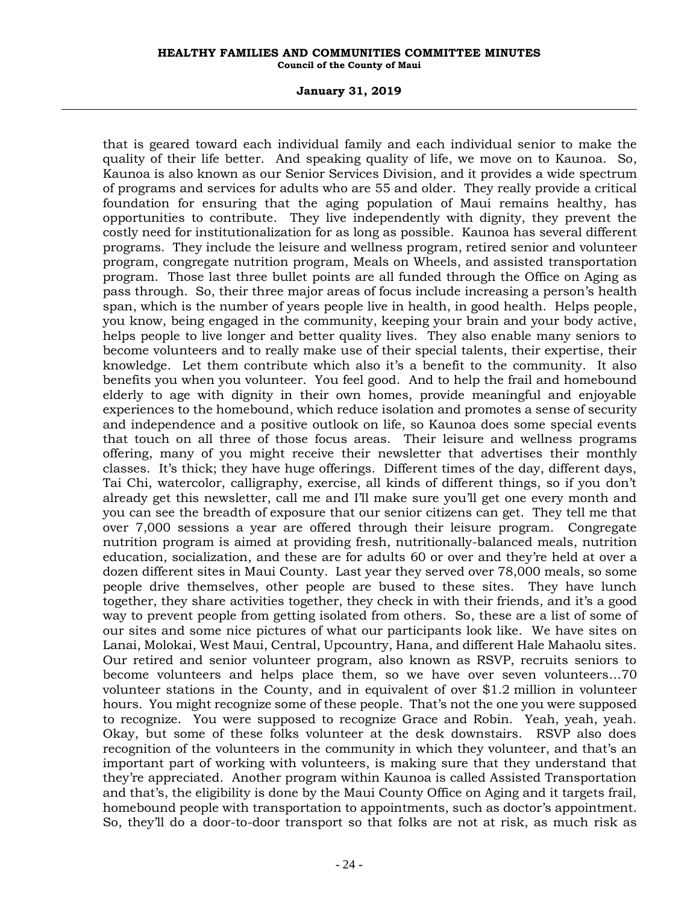that is geared toward each individual family and each individual senior to make the quality of their life better. And speaking quality of life, we move on to Kaunoa. So, Kaunoa is also known as our Senior Services Division, and it provides a wide spectrum of programs and services for adults who are 55 and older. They really provide a critical foundation for ensuring that the aging population of Maui remains healthy, has opportunities to contribute. They live independently with dignity, they prevent the costly need for institutionalization for as long as possible. Kaunoa has several different programs. They include the leisure and wellness program, retired senior and volunteer program, congregate nutrition program, Meals on Wheels, and assisted transportation program. Those last three bullet points are all funded through the Office on Aging as pass through. So, their three major areas of focus include increasing a person's health span, which is the number of years people live in health, in good health. Helps people, you know, being engaged in the community, keeping your brain and your body active, helps people to live longer and better quality lives. They also enable many seniors to become volunteers and to really make use of their special talents, their expertise, their knowledge. Let them contribute which also it's a benefit to the community. It also benefits you when you volunteer. You feel good. And to help the frail and homebound elderly to age with dignity in their own homes, provide meaningful and enjoyable experiences to the homebound, which reduce isolation and promotes a sense of security and independence and a positive outlook on life, so Kaunoa does some special events that touch on all three of those focus areas. Their leisure and wellness programs offering, many of you might receive their newsletter that advertises their monthly classes. It's thick; they have huge offerings. Different times of the day, different days, Tai Chi, watercolor, calligraphy, exercise, all kinds of different things, so if you don't already get this newsletter, call me and I'll make sure you'll get one every month and you can see the breadth of exposure that our senior citizens can get. They tell me that over 7,000 sessions a year are offered through their leisure program. Congregate nutrition program is aimed at providing fresh, nutritionally-balanced meals, nutrition education, socialization, and these are for adults 60 or over and they're held at over a dozen different sites in Maui County. Last year they served over 78,000 meals, so some people drive themselves, other people are bused to these sites. They have lunch together, they share activities together, they check in with their friends, and it's a good way to prevent people from getting isolated from others. So, these are a list of some of our sites and some nice pictures of what our participants look like. We have sites on Lanai, Molokai, West Maui, Central, Upcountry, Hana, and different Hale Mahaolu sites. Our retired and senior volunteer program, also known as RSVP, recruits seniors to become volunteers and helps place them, so we have over seven volunteers...70 volunteer stations in the County, and in equivalent of over $1.2 million in volunteer hours. You might recognize some of these people. That's not the one you were supposed to recognize. You were supposed to recognize Grace and Robin. Yeah, yeah, yeah. Okay, but some of these folks volunteer at the desk downstairs. RSVP also does recognition of the volunteers in the community in which they volunteer, and that's an important part of working with volunteers, is making sure that they understand that they're appreciated. Another program within Kaunoa is called Assisted Transportation and that's, the eligibility is done by the Maui County Office on Aging and it targets frail, homebound people with transportation to appointments, such as doctor's appointment. So, they'll do a door-to-door transport so that folks are not at risk, as much risk as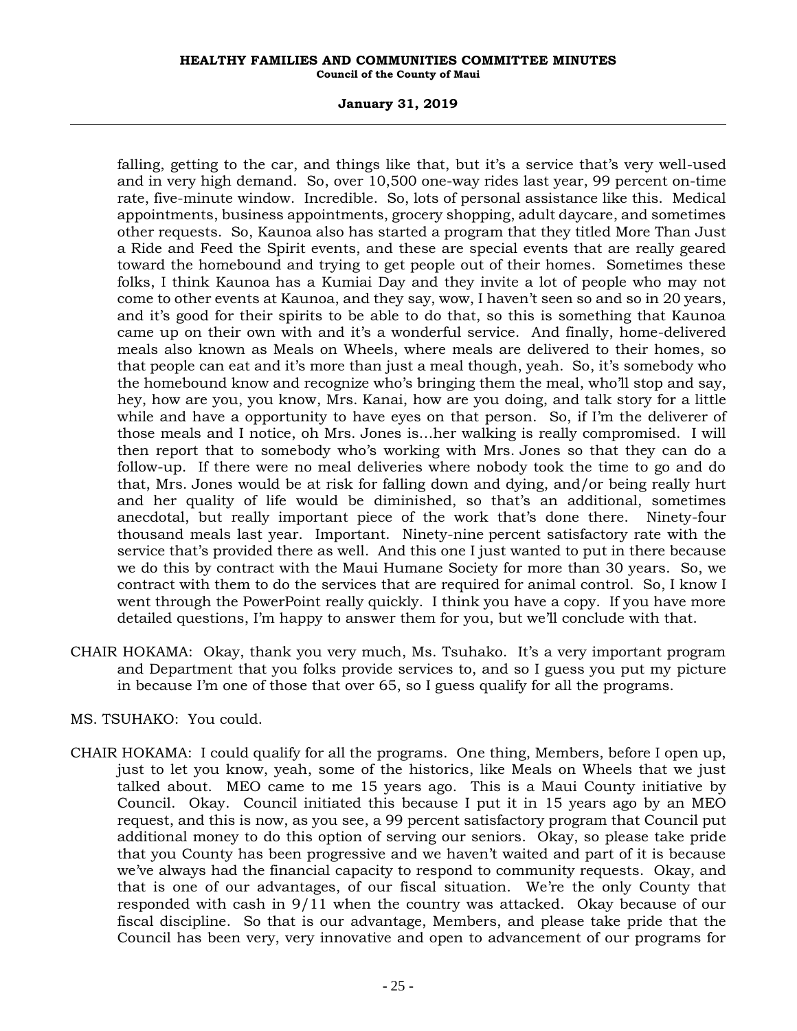falling, getting to the car, and things like that, but it's a service that's very well-used and in very high demand. So, over 10,500 one-way rides last year, 99 percent on-time rate, five-minute window. Incredible. So, lots of personal assistance like this. Medical appointments, business appointments, grocery shopping, adult daycare, and sometimes other requests. So, Kaunoa also has started a program that they titled More Than Just a Ride and Feed the Spirit events, and these are special events that are really geared toward the homebound and trying to get people out of their homes. Sometimes these folks, I think Kaunoa has a Kumiai Day and they invite a lot of people who may not come to other events at Kaunoa, and they say, wow, I haven't seen so and so in 20 years, and it's good for their spirits to be able to do that, so this is something that Kaunoa came up on their own with and it's a wonderful service. And finally, home-delivered meals also known as Meals on Wheels, where meals are delivered to their homes, so that people can eat and it's more than just a meal though, yeah. So, it's somebody who the homebound know and recognize who's bringing them the meal, who'll stop and say, hey, how are you, you know, Mrs. Kanai, how are you doing, and talk story for a little while and have a opportunity to have eyes on that person. So, if I'm the deliverer of those meals and I notice, oh Mrs. Jones is…her walking is really compromised. I will then report that to somebody who's working with Mrs. Jones so that they can do a follow-up. If there were no meal deliveries where nobody took the time to go and do that, Mrs. Jones would be at risk for falling down and dying, and/or being really hurt and her quality of life would be diminished, so that's an additional, sometimes anecdotal, but really important piece of the work that's done there. Ninety-four thousand meals last year. Important. Ninety-nine percent satisfactory rate with the service that's provided there as well. And this one I just wanted to put in there because we do this by contract with the Maui Humane Society for more than 30 years. So, we contract with them to do the services that are required for animal control. So, I know I went through the PowerPoint really quickly. I think you have a copy. If you have more detailed questions, I'm happy to answer them for you, but we'll conclude with that.

CHAIR HOKAMA: Okay, thank you very much, Ms. Tsuhako. It's a very important program and Department that you folks provide services to, and so I guess you put my picture in because I'm one of those that over 65, so I guess qualify for all the programs.

MS. TSUHAKO: You could.

CHAIR HOKAMA: I could qualify for all the programs. One thing, Members, before I open up, just to let you know, yeah, some of the historics, like Meals on Wheels that we just talked about. MEO came to me 15 years ago. This is a Maui County initiative by Council. Okay. Council initiated this because I put it in 15 years ago by an MEO request, and this is now, as you see, a 99 percent satisfactory program that Council put additional money to do this option of serving our seniors. Okay, so please take pride that you County has been progressive and we haven't waited and part of it is because we've always had the financial capacity to respond to community requests. Okay, and that is one of our advantages, of our fiscal situation. We're the only County that responded with cash in 9/11 when the country was attacked. Okay because of our fiscal discipline. So that is our advantage, Members, and please take pride that the Council has been very, very innovative and open to advancement of our programs for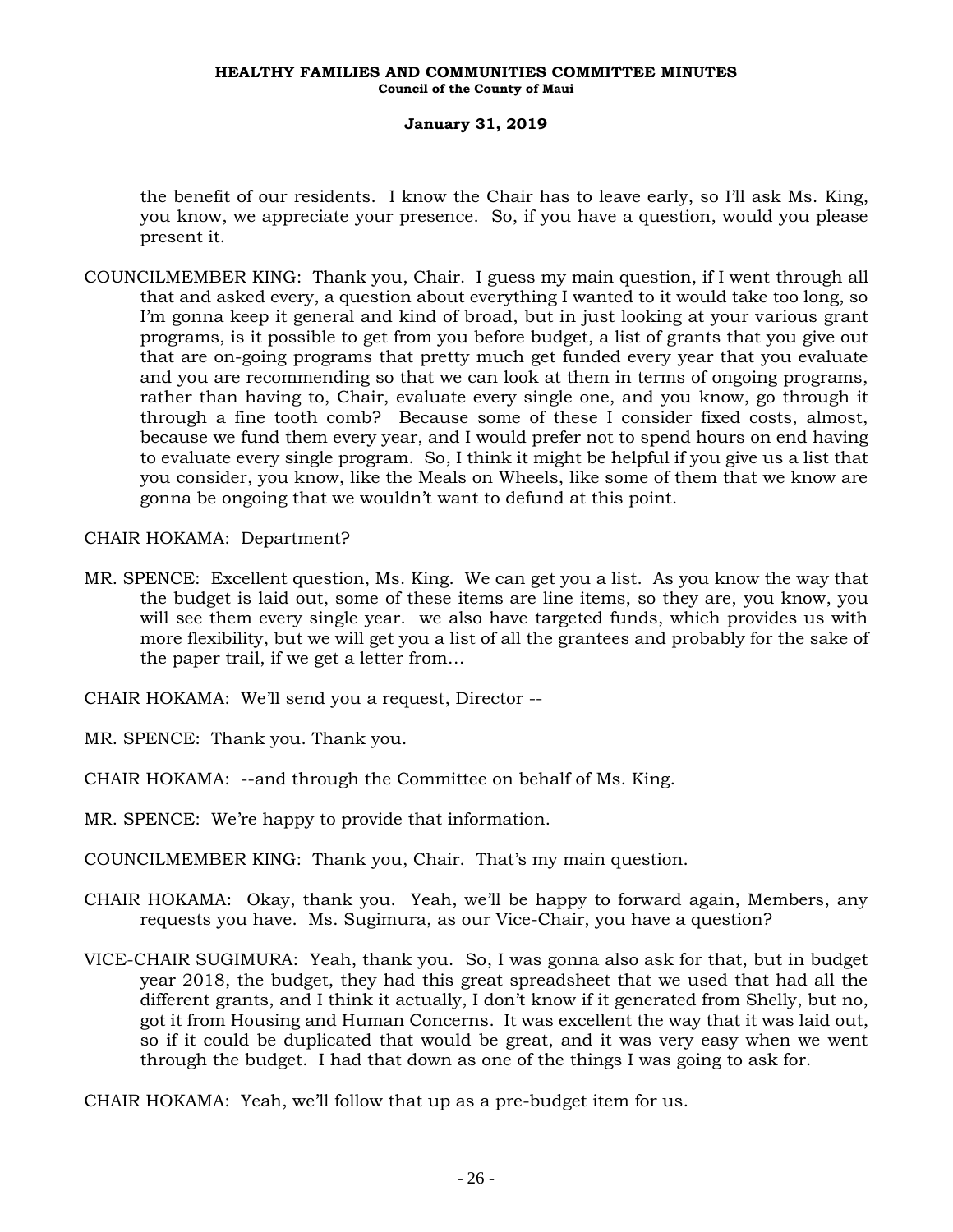the benefit of our residents. I know the Chair has to leave early, so I'll ask Ms. King, you know, we appreciate your presence. So, if you have a question, would you please present it.

COUNCILMEMBER KING: Thank you, Chair. I guess my main question, if I went through all that and asked every, a question about everything I wanted to it would take too long, so I'm gonna keep it general and kind of broad, but in just looking at your various grant programs, is it possible to get from you before budget, a list of grants that you give out that are on-going programs that pretty much get funded every year that you evaluate and you are recommending so that we can look at them in terms of ongoing programs, rather than having to, Chair, evaluate every single one, and you know, go through it through a fine tooth comb? Because some of these I consider fixed costs, almost, because we fund them every year, and I would prefer not to spend hours on end having to evaluate every single program. So, I think it might be helpful if you give us a list that you consider, you know, like the Meals on Wheels, like some of them that we know are gonna be ongoing that we wouldn't want to defund at this point.

CHAIR HOKAMA: Department?

MR. SPENCE: Excellent question, Ms. King. We can get you a list. As you know the way that the budget is laid out, some of these items are line items, so they are, you know, you will see them every single year. we also have targeted funds, which provides us with more flexibility, but we will get you a list of all the grantees and probably for the sake of the paper trail, if we get a letter from…

CHAIR HOKAMA: We'll send you a request, Director --

MR. SPENCE: Thank you. Thank you.

CHAIR HOKAMA: --and through the Committee on behalf of Ms. King.

MR. SPENCE: We're happy to provide that information.

COUNCILMEMBER KING: Thank you, Chair. That's my main question.

CHAIR HOKAMA: Okay, thank you. Yeah, we'll be happy to forward again, Members, any requests you have. Ms. Sugimura, as our Vice-Chair, you have a question?

VICE-CHAIR SUGIMURA: Yeah, thank you. So, I was gonna also ask for that, but in budget year 2018, the budget, they had this great spreadsheet that we used that had all the different grants, and I think it actually, I don't know if it generated from Shelly, but no, got it from Housing and Human Concerns. It was excellent the way that it was laid out, so if it could be duplicated that would be great, and it was very easy when we went through the budget. I had that down as one of the things I was going to ask for.

CHAIR HOKAMA: Yeah, we'll follow that up as a pre-budget item for us.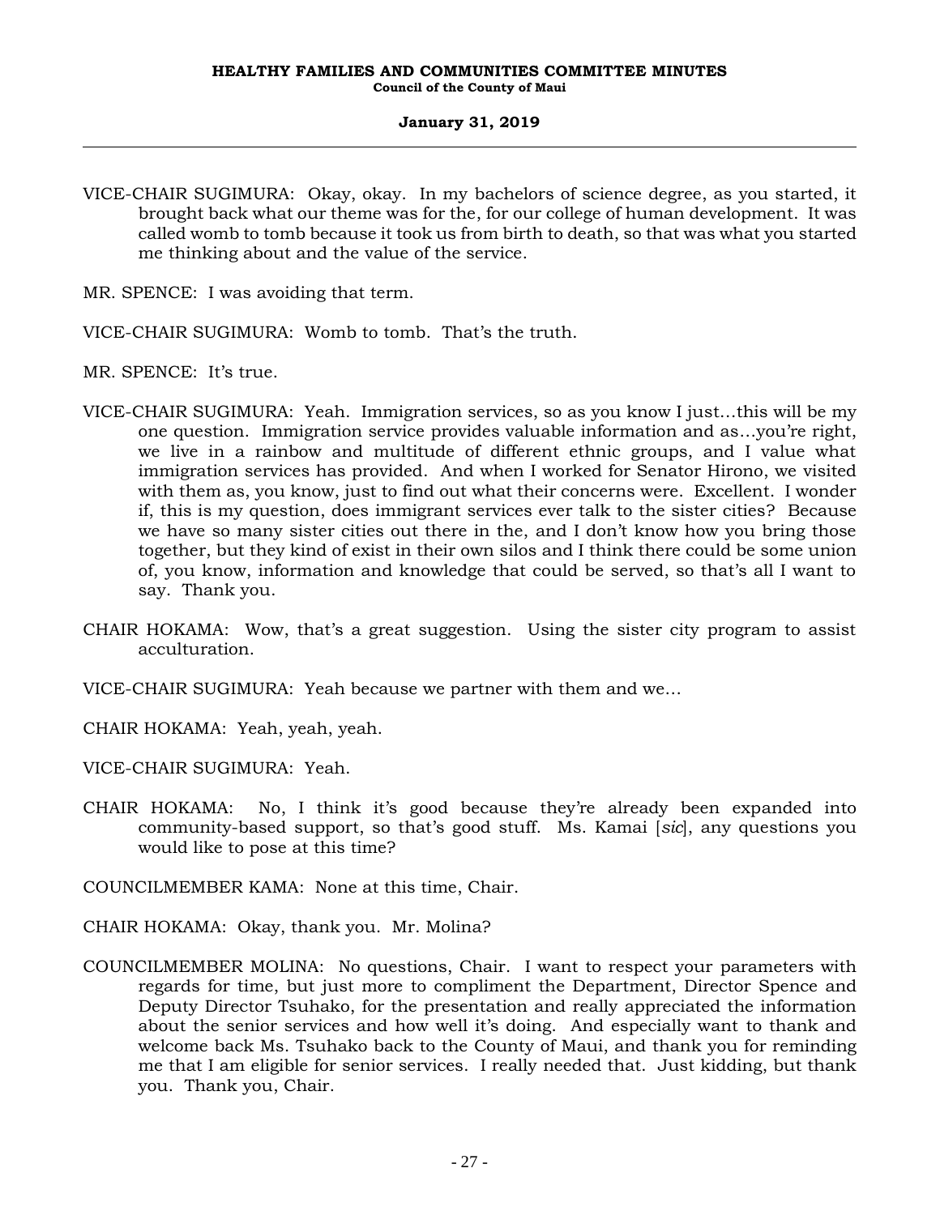VICE-CHAIR SUGIMURA: Okay, okay. In my bachelors of science degree, as you started, it brought back what our theme was for the, for our college of human development. It was called womb to tomb because it took us from birth to death, so that was what you started me thinking about and the value of the service.

MR. SPENCE: I was avoiding that term.

VICE-CHAIR SUGIMURA: Womb to tomb. That's the truth.

MR. SPENCE: It's true.

VICE-CHAIR SUGIMURA: Yeah. Immigration services, so as you know I just…this will be my one question. Immigration service provides valuable information and as…you're right, we live in a rainbow and multitude of different ethnic groups, and I value what immigration services has provided. And when I worked for Senator Hirono, we visited with them as, you know, just to find out what their concerns were. Excellent. I wonder if, this is my question, does immigrant services ever talk to the sister cities? Because we have so many sister cities out there in the, and I don't know how you bring those together, but they kind of exist in their own silos and I think there could be some union of, you know, information and knowledge that could be served, so that's all I want to say. Thank you.

CHAIR HOKAMA: Wow, that's a great suggestion. Using the sister city program to assist acculturation.

VICE-CHAIR SUGIMURA: Yeah because we partner with them and we…

CHAIR HOKAMA: Yeah, yeah, yeah.

VICE-CHAIR SUGIMURA: Yeah.

CHAIR HOKAMA: No, I think it's good because they're already been expanded into community-based support, so that's good stuff. Ms. Kamai [*sic*], any questions you would like to pose at this time?

COUNCILMEMBER KAMA: None at this time, Chair.

CHAIR HOKAMA: Okay, thank you. Mr. Molina?

COUNCILMEMBER MOLINA: No questions, Chair. I want to respect your parameters with regards for time, but just more to compliment the Department, Director Spence and Deputy Director Tsuhako, for the presentation and really appreciated the information about the senior services and how well it's doing. And especially want to thank and welcome back Ms. Tsuhako back to the County of Maui, and thank you for reminding me that I am eligible for senior services. I really needed that. Just kidding, but thank you. Thank you, Chair.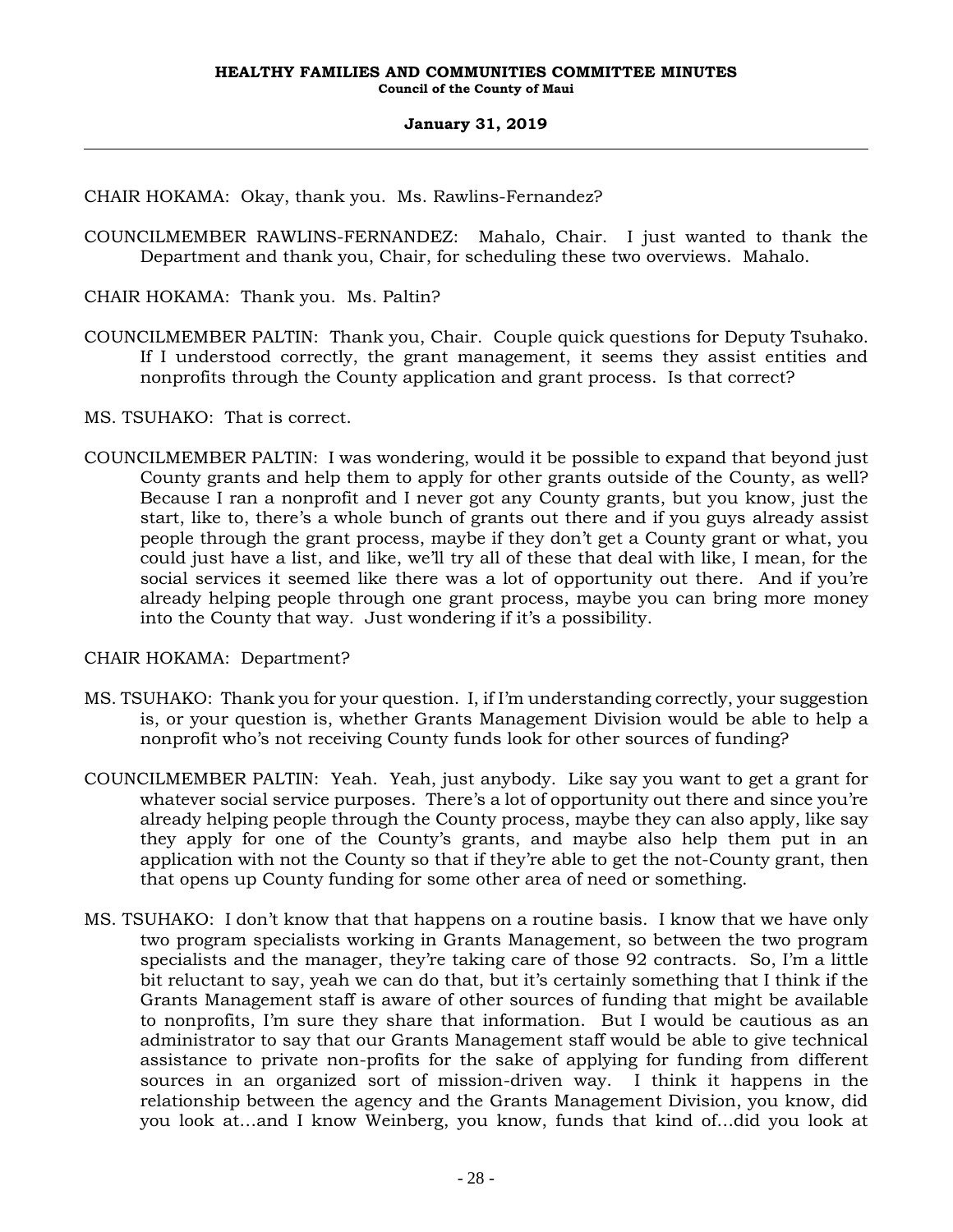CHAIR HOKAMA: Okay, thank you. Ms. Rawlins-Fernandez?

COUNCILMEMBER RAWLINS-FERNANDEZ: Mahalo, Chair. I just wanted to thank the Department and thank you, Chair, for scheduling these two overviews. Mahalo.

CHAIR HOKAMA: Thank you. Ms. Paltin?

COUNCILMEMBER PALTIN: Thank you, Chair. Couple quick questions for Deputy Tsuhako. If I understood correctly, the grant management, it seems they assist entities and nonprofits through the County application and grant process. Is that correct?

MS. TSUHAKO: That is correct.

COUNCILMEMBER PALTIN: I was wondering, would it be possible to expand that beyond just County grants and help them to apply for other grants outside of the County, as well? Because I ran a nonprofit and I never got any County grants, but you know, just the start, like to, there's a whole bunch of grants out there and if you guys already assist people through the grant process, maybe if they don't get a County grant or what, you could just have a list, and like, we'll try all of these that deal with like, I mean, for the social services it seemed like there was a lot of opportunity out there. And if you're already helping people through one grant process, maybe you can bring more money into the County that way. Just wondering if it's a possibility.

CHAIR HOKAMA: Department?

MS. TSUHAKO: Thank you for your question. I, if I'm understanding correctly, your suggestion is, or your question is, whether Grants Management Division would be able to help a nonprofit who's not receiving County funds look for other sources of funding?

COUNCILMEMBER PALTIN: Yeah. Yeah, just anybody. Like say you want to get a grant for whatever social service purposes. There's a lot of opportunity out there and since you're already helping people through the County process, maybe they can also apply, like say they apply for one of the County's grants, and maybe also help them put in an application with not the County so that if they're able to get the not-County grant, then that opens up County funding for some other area of need or something.

MS. TSUHAKO: I don't know that that happens on a routine basis. I know that we have only two program specialists working in Grants Management, so between the two program specialists and the manager, they're taking care of those 92 contracts. So, I'm a little bit reluctant to say, yeah we can do that, but it's certainly something that I think if the Grants Management staff is aware of other sources of funding that might be available to nonprofits, I'm sure they share that information. But I would be cautious as an administrator to say that our Grants Management staff would be able to give technical assistance to private non-profits for the sake of applying for funding from different sources in an organized sort of mission-driven way. I think it happens in the relationship between the agency and the Grants Management Division, you know, did you look at...and I know Weinberg, you know, funds that kind of...did you look at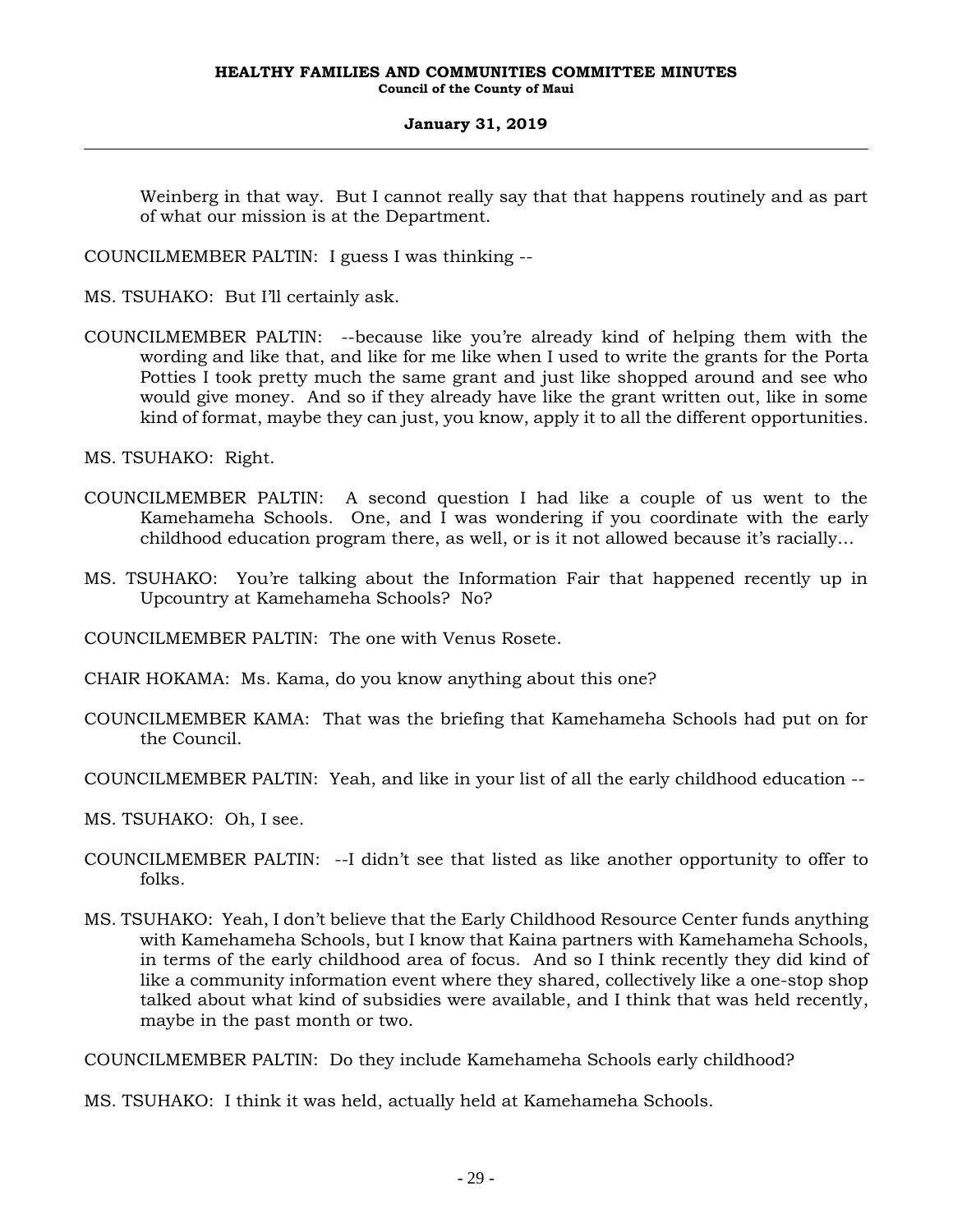Weinberg in that way. But I cannot really say that that happens routinely and as part of what our mission is at the Department.

COUNCILMEMBER PALTIN: I guess I was thinking --

MS. TSUHAKO: But I'll certainly ask.

COUNCILMEMBER PALTIN: --because like you're already kind of helping them with the wording and like that, and like for me like when I used to write the grants for the Porta Potties I took pretty much the same grant and just like shopped around and see who would give money. And so if they already have like the grant written out, like in some kind of format, maybe they can just, you know, apply it to all the different opportunities.

MS. TSUHAKO: Right.

COUNCILMEMBER PALTIN: A second question I had like a couple of us went to the Kamehameha Schools. One, and I was wondering if you coordinate with the early childhood education program there, as well, or is it not allowed because it's racially...

MS. TSUHAKO: You're talking about the Information Fair that happened recently up in Upcountry at Kamehameha Schools? No?

COUNCILMEMBER PALTIN: The one with Venus Rosete.

CHAIR HOKAMA: Ms. Kama, do you know anything about this one?

COUNCILMEMBER KAMA: That was the briefing that Kamehameha Schools had put on for the Council.

COUNCILMEMBER PALTIN: Yeah, and like in your list of all the early childhood education --

MS. TSUHAKO: Oh, I see.

COUNCILMEMBER PALTIN: --I didn't see that listed as like another opportunity to offer to folks.

MS. TSUHAKO: Yeah, I don't believe that the Early Childhood Resource Center funds anything with Kamehameha Schools, but I know that Kaina partners with Kamehameha Schools, in terms of the early childhood area of focus. And so I think recently they did kind of like a community information event where they shared, collectively like a one-stop shop talked about what kind of subsidies were available, and I think that was held recently, maybe in the past month or two.

COUNCILMEMBER PALTIN: Do they include Kamehameha Schools early childhood?

MS. TSUHAKO: I think it was held, actually held at Kamehameha Schools.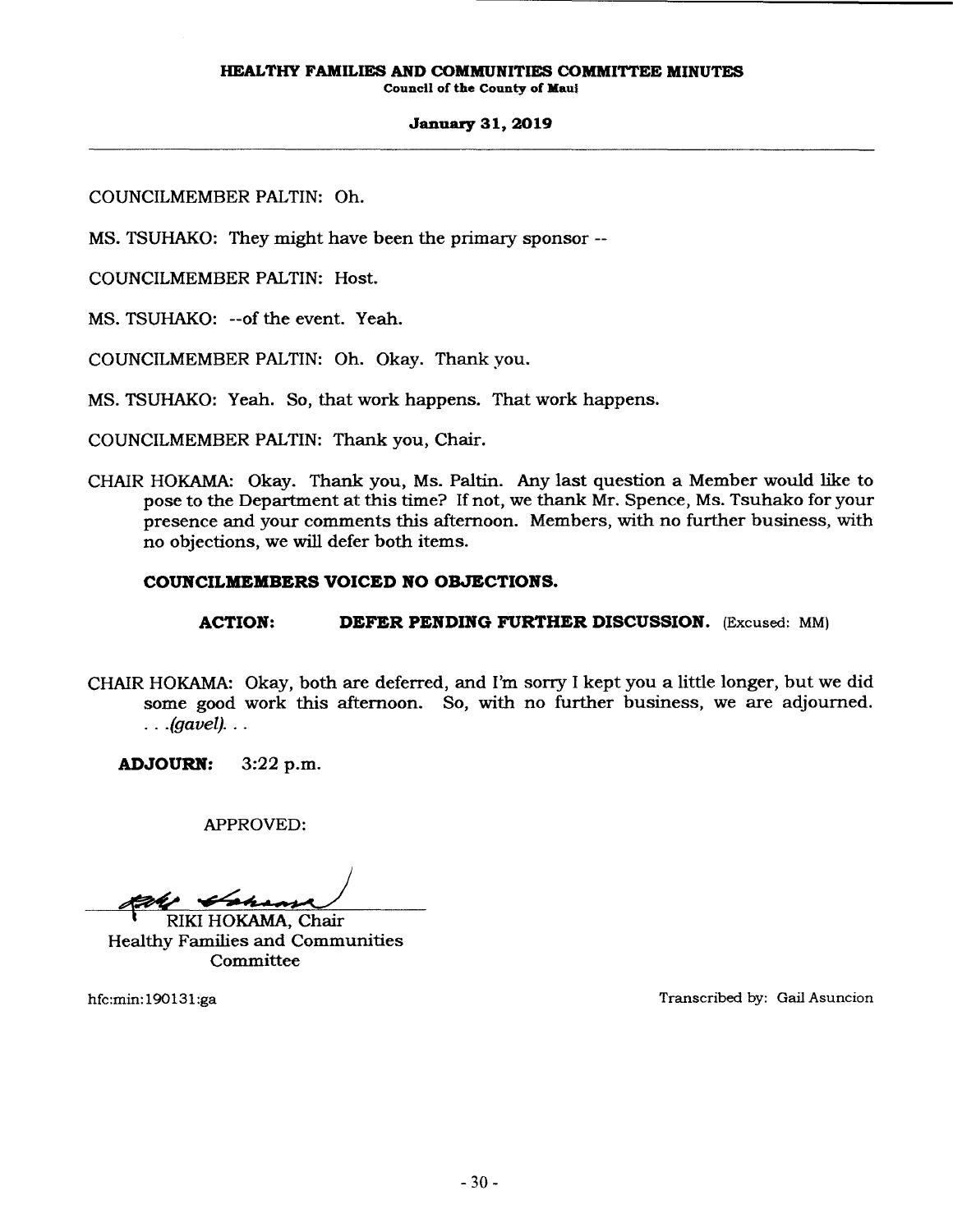COUNCILMEMBER PALTIN: Oh.

MS. TSUHAKO: They might have been the primary sponsor --

COUNCILMEMBER PALTIN: Host.

MS. TSUHAKO: --of the event. Yeah.

COUNCILMEMBER PALTIN: Oh. Okay. Thank you.

MS. TSUHAKO: Yeah. So, that work happens. That work happens.

COUNCILMEMBER PALTIN: Thank you, Chair.

CHAIR HOKAMA: Okay. Thank you, Ms. Paltin. Any last question a Member would like to pose to the Department at this time? If not, we thank Mr. Spence, Ms. Tsuhako for your presence and your comments this afternoon. Members, with no further business, with no objections, we will defer both items.

**COUNCILMEMBERS VOICED NO OBJECTIONS.**

**ACTION: DEFER PENDING FURTHER DISCUSSION.** (Excused: MM)

CHAIR HOKAMA: Okay, both are deferred, and I'm sorry I kept you a little longer, but we did some good work this afternoon. So, with no further business, we are adjourned. . . .*(gavel)*. . .

**ADJOURN:** 3:22 p.m.

APPROVED:

RIKI HOKAMA, Chair
Healthy Families and Communities Committee

hfc:min:190131:ga

Transcribed by: Gail Asuncion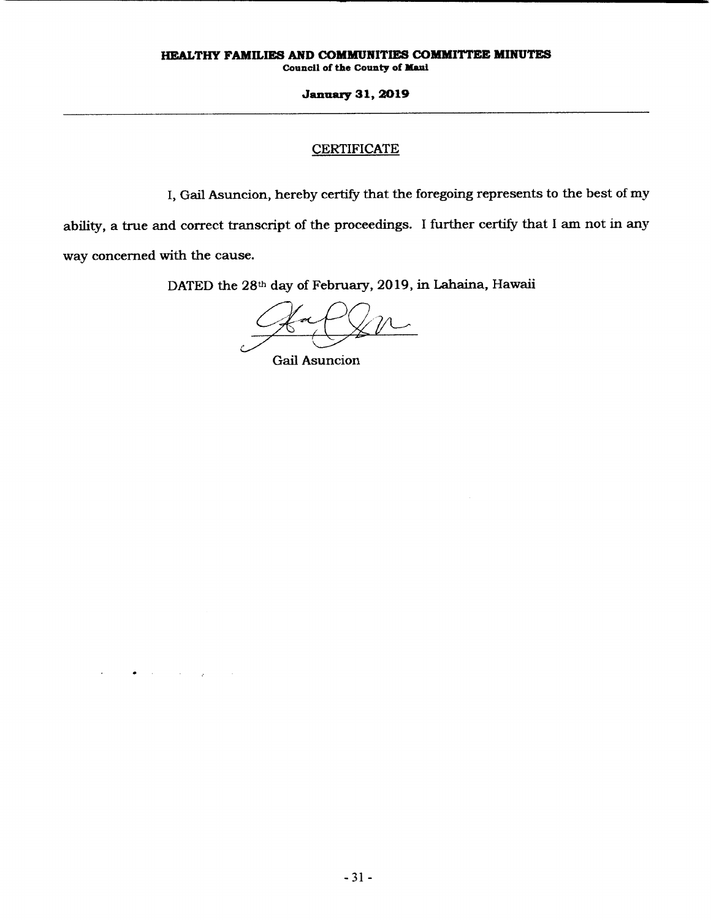## CERTIFICATE

I, Gail Asuncion, hereby certify that the foregoing represents to the best of my ability, a true and correct transcript of the proceedings. I further certify that I am not in any way concerned with the cause.

DATED the 28th day of February, 2019, in Lahaina, Hawaii

Gail Asuncion